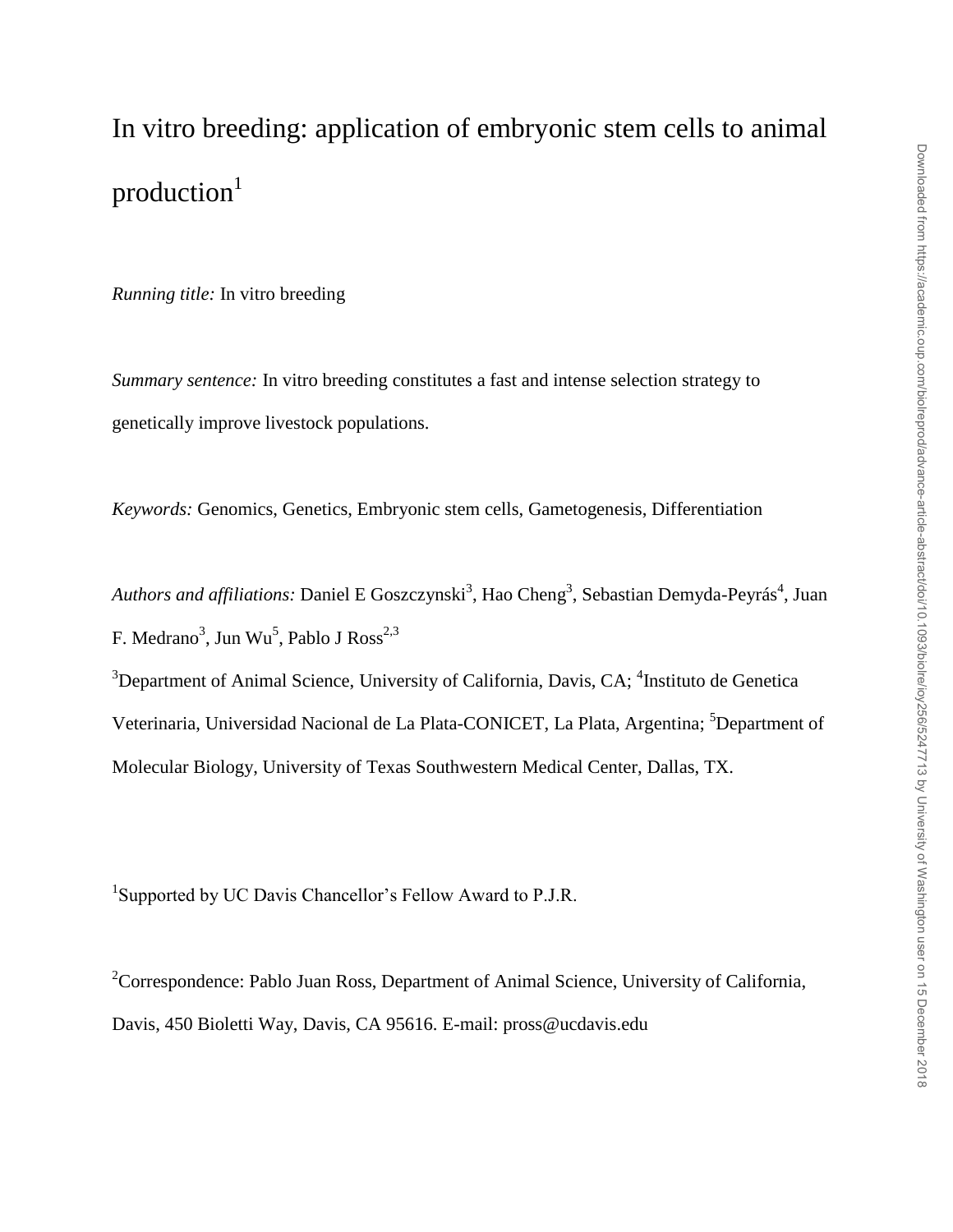# In vitro breeding: application of embryonic stem cells to animal production[1]

*Running title:* In vitro breeding

*Summary sentence:* In vitro breeding constitutes a fast and intense selection strategy to genetically improve livestock populations.

*Keywords:* Genomics, Genetics, Embryonic stem cells, Gametogenesis, Differentiation

*Authors and affiliations:* Daniel E Goszczynski[3], Hao Cheng[3], Sebastian Demyda-Peyrás[4], Juan F. Medrano[3], Jun Wu[5], Pablo J Ross[2,3]

[3]Department of Animal Science, University of California, Davis, CA; [4]Instituto de Genetica Veterinaria, Universidad Nacional de La Plata-CONICET, La Plata, Argentina; [5]Department of Molecular Biology, University of Texas Southwestern Medical Center, Dallas, TX.

[1]Supported by UC Davis Chancellor's Fellow Award to P.J.R.

[2]Correspondence: Pablo Juan Ross, Department of Animal Science, University of California, Davis, 450 Bioletti Way, Davis, CA 95616. E-mail: pross@ucdavis.edu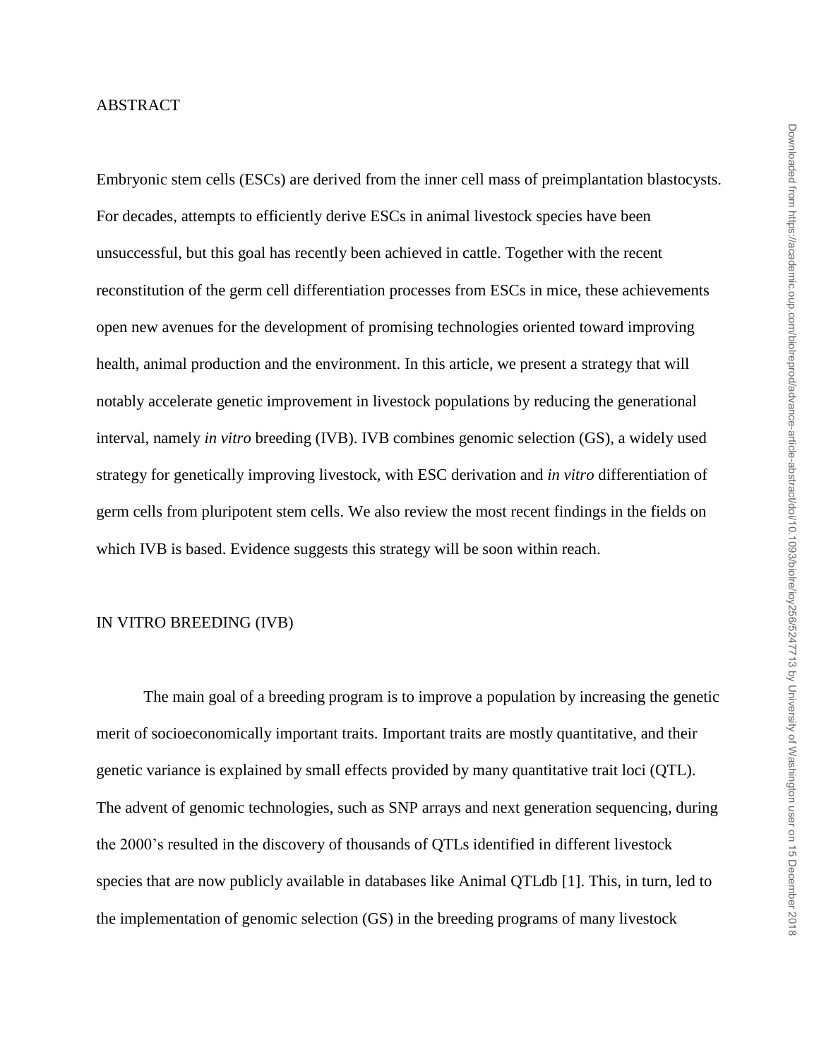## ABSTRACT

Embryonic stem cells (ESCs) are derived from the inner cell mass of preimplantation blastocysts. For decades, attempts to efficiently derive ESCs in animal livestock species have been unsuccessful, but this goal has recently been achieved in cattle. Together with the recent reconstitution of the germ cell differentiation processes from ESCs in mice, these achievements open new avenues for the development of promising technologies oriented toward improving health, animal production and the environment. In this article, we present a strategy that will notably accelerate genetic improvement in livestock populations by reducing the generational interval, namely *in vitro* breeding (IVB). IVB combines genomic selection (GS), a widely used strategy for genetically improving livestock, with ESC derivation and *in vitro* differentiation of germ cells from pluripotent stem cells. We also review the most recent findings in the fields on which IVB is based. Evidence suggests this strategy will be soon within reach.

## IN VITRO BREEDING (IVB)

The main goal of a breeding program is to improve a population by increasing the genetic merit of socioeconomically important traits. Important traits are mostly quantitative, and their genetic variance is explained by small effects provided by many quantitative trait loci (QTL). The advent of genomic technologies, such as SNP arrays and next generation sequencing, during the 2000's resulted in the discovery of thousands of QTLs identified in different livestock species that are now publicly available in databases like Animal QTLdb [1]. This, in turn, led to the implementation of genomic selection (GS) in the breeding programs of many livestock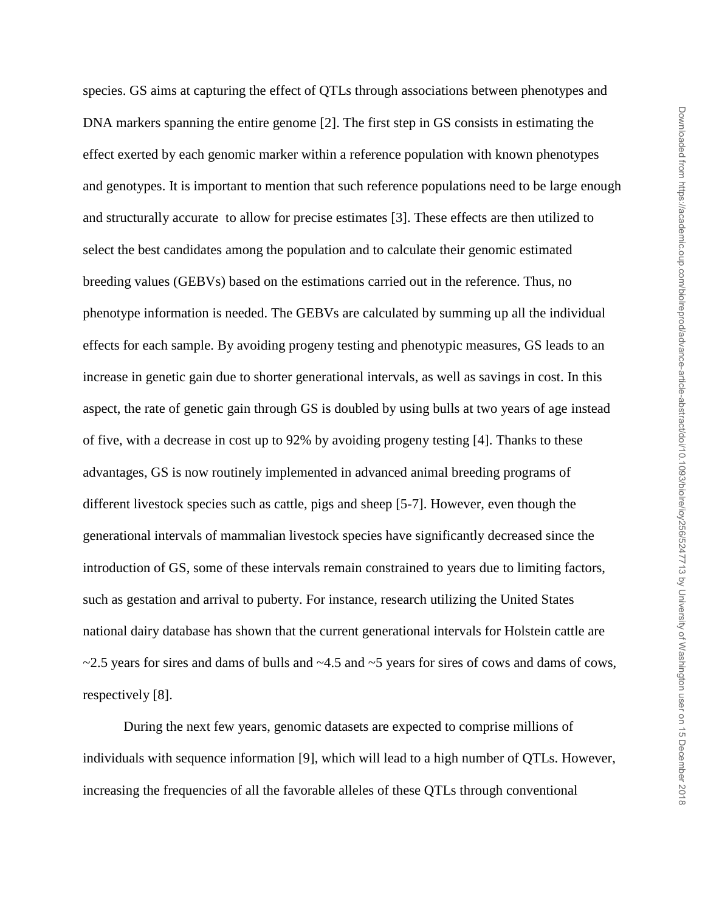species. GS aims at capturing the effect of QTLs through associations between phenotypes and DNA markers spanning the entire genome [2]. The first step in GS consists in estimating the effect exerted by each genomic marker within a reference population with known phenotypes and genotypes. It is important to mention that such reference populations need to be large enough and structurally accurate to allow for precise estimates [3]. These effects are then utilized to select the best candidates among the population and to calculate their genomic estimated breeding values (GEBVs) based on the estimations carried out in the reference. Thus, no phenotype information is needed. The GEBVs are calculated by summing up all the individual effects for each sample. By avoiding progeny testing and phenotypic measures, GS leads to an increase in genetic gain due to shorter generational intervals, as well as savings in cost. In this aspect, the rate of genetic gain through GS is doubled by using bulls at two years of age instead of five, with a decrease in cost up to 92% by avoiding progeny testing [4]. Thanks to these advantages, GS is now routinely implemented in advanced animal breeding programs of different livestock species such as cattle, pigs and sheep [5-7]. However, even though the generational intervals of mammalian livestock species have significantly decreased since the introduction of GS, some of these intervals remain constrained to years due to limiting factors, such as gestation and arrival to puberty. For instance, research utilizing the United States national dairy database has shown that the current generational intervals for Holstein cattle are ~2.5 years for sires and dams of bulls and ~4.5 and ~5 years for sires of cows and dams of cows, respectively [8].

During the next few years, genomic datasets are expected to comprise millions of individuals with sequence information [9], which will lead to a high number of QTLs. However, increasing the frequencies of all the favorable alleles of these QTLs through conventional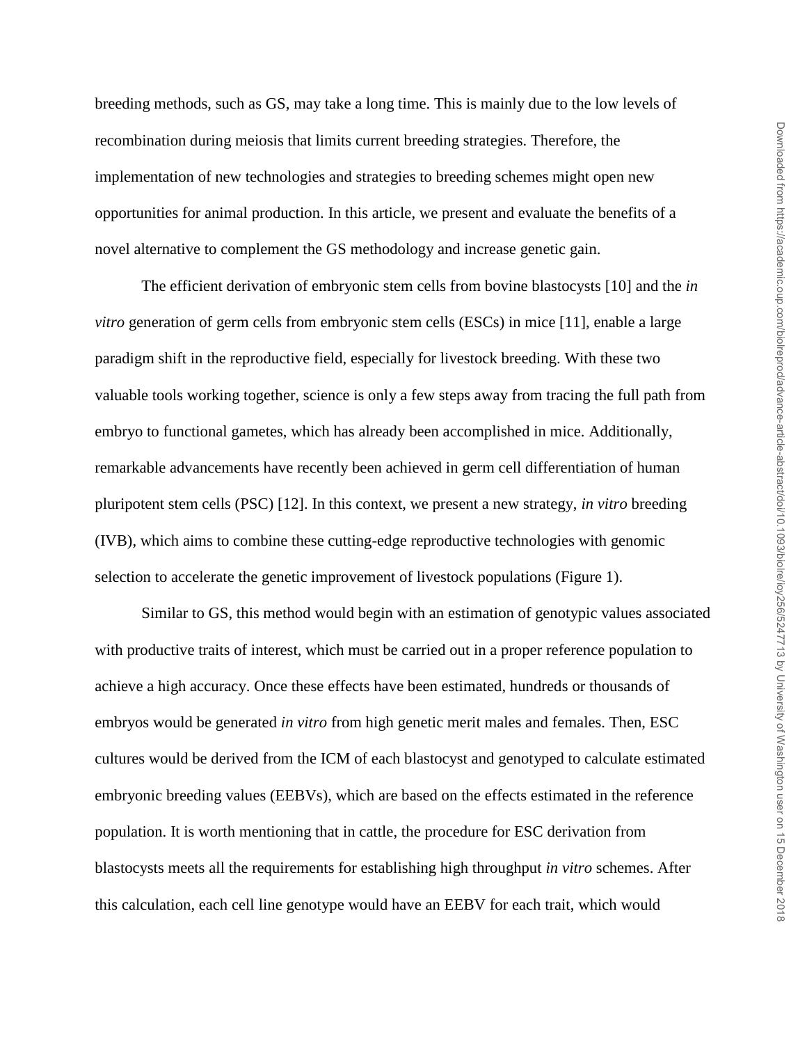breeding methods, such as GS, may take a long time. This is mainly due to the low levels of recombination during meiosis that limits current breeding strategies. Therefore, the implementation of new technologies and strategies to breeding schemes might open new opportunities for animal production. In this article, we present and evaluate the benefits of a novel alternative to complement the GS methodology and increase genetic gain.

The efficient derivation of embryonic stem cells from bovine blastocysts [10] and the *in vitro* generation of germ cells from embryonic stem cells (ESCs) in mice [11], enable a large paradigm shift in the reproductive field, especially for livestock breeding. With these two valuable tools working together, science is only a few steps away from tracing the full path from embryo to functional gametes, which has already been accomplished in mice. Additionally, remarkable advancements have recently been achieved in germ cell differentiation of human pluripotent stem cells (PSC) [12]. In this context, we present a new strategy, *in vitro* breeding (IVB), which aims to combine these cutting-edge reproductive technologies with genomic selection to accelerate the genetic improvement of livestock populations (Figure 1).

Similar to GS, this method would begin with an estimation of genotypic values associated with productive traits of interest, which must be carried out in a proper reference population to achieve a high accuracy. Once these effects have been estimated, hundreds or thousands of embryos would be generated *in vitro* from high genetic merit males and females. Then, ESC cultures would be derived from the ICM of each blastocyst and genotyped to calculate estimated embryonic breeding values (EEBVs), which are based on the effects estimated in the reference population. It is worth mentioning that in cattle, the procedure for ESC derivation from blastocysts meets all the requirements for establishing high throughput *in vitro* schemes. After this calculation, each cell line genotype would have an EEBV for each trait, which would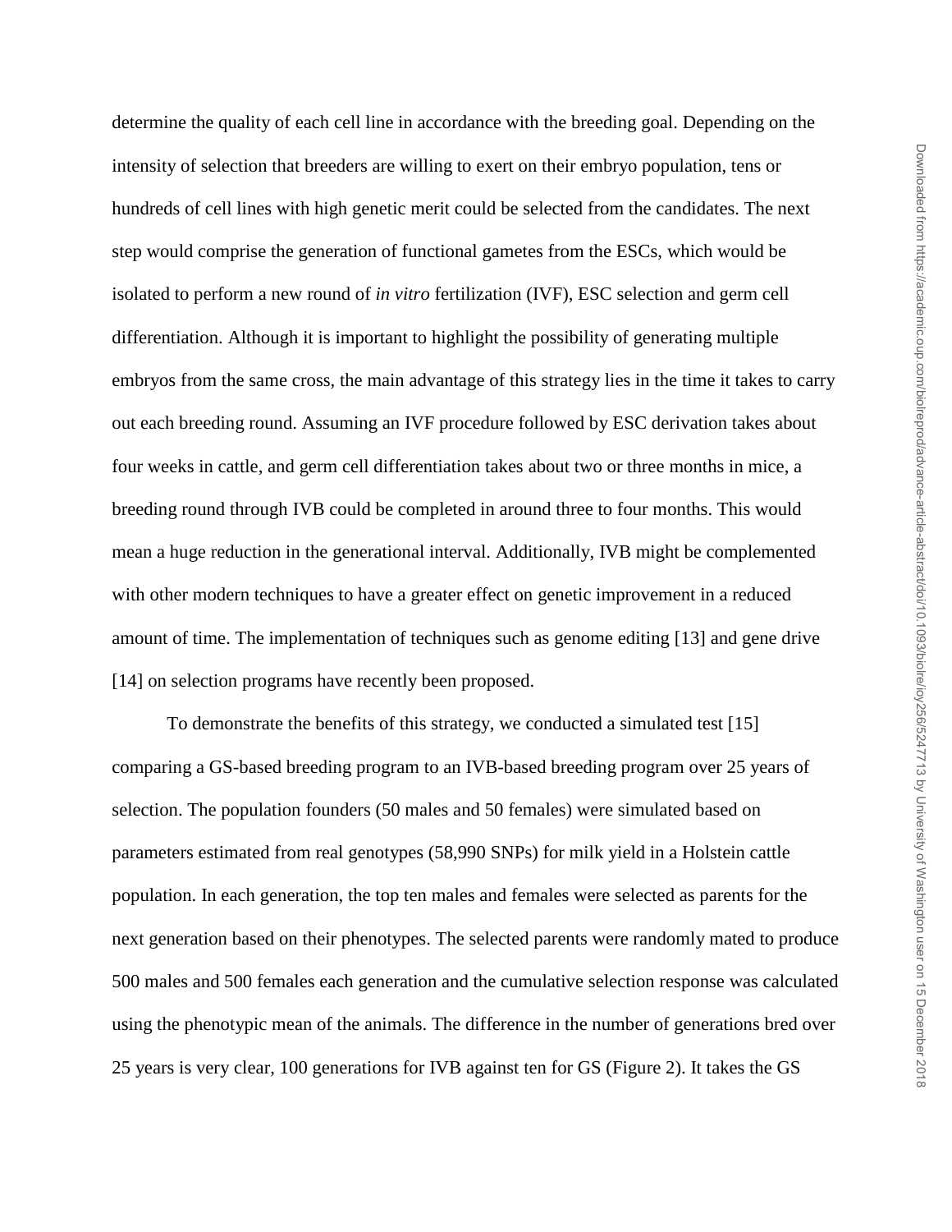determine the quality of each cell line in accordance with the breeding goal. Depending on the intensity of selection that breeders are willing to exert on their embryo population, tens or hundreds of cell lines with high genetic merit could be selected from the candidates. The next step would comprise the generation of functional gametes from the ESCs, which would be isolated to perform a new round of *in vitro* fertilization (IVF), ESC selection and germ cell differentiation. Although it is important to highlight the possibility of generating multiple embryos from the same cross, the main advantage of this strategy lies in the time it takes to carry out each breeding round. Assuming an IVF procedure followed by ESC derivation takes about four weeks in cattle, and germ cell differentiation takes about two or three months in mice, a breeding round through IVB could be completed in around three to four months. This would mean a huge reduction in the generational interval. Additionally, IVB might be complemented with other modern techniques to have a greater effect on genetic improvement in a reduced amount of time. The implementation of techniques such as genome editing [13] and gene drive [14] on selection programs have recently been proposed.

To demonstrate the benefits of this strategy, we conducted a simulated test [15] comparing a GS-based breeding program to an IVB-based breeding program over 25 years of selection. The population founders (50 males and 50 females) were simulated based on parameters estimated from real genotypes (58,990 SNPs) for milk yield in a Holstein cattle population. In each generation, the top ten males and females were selected as parents for the next generation based on their phenotypes. The selected parents were randomly mated to produce 500 males and 500 females each generation and the cumulative selection response was calculated using the phenotypic mean of the animals. The difference in the number of generations bred over 25 years is very clear, 100 generations for IVB against ten for GS (Figure 2). It takes the GS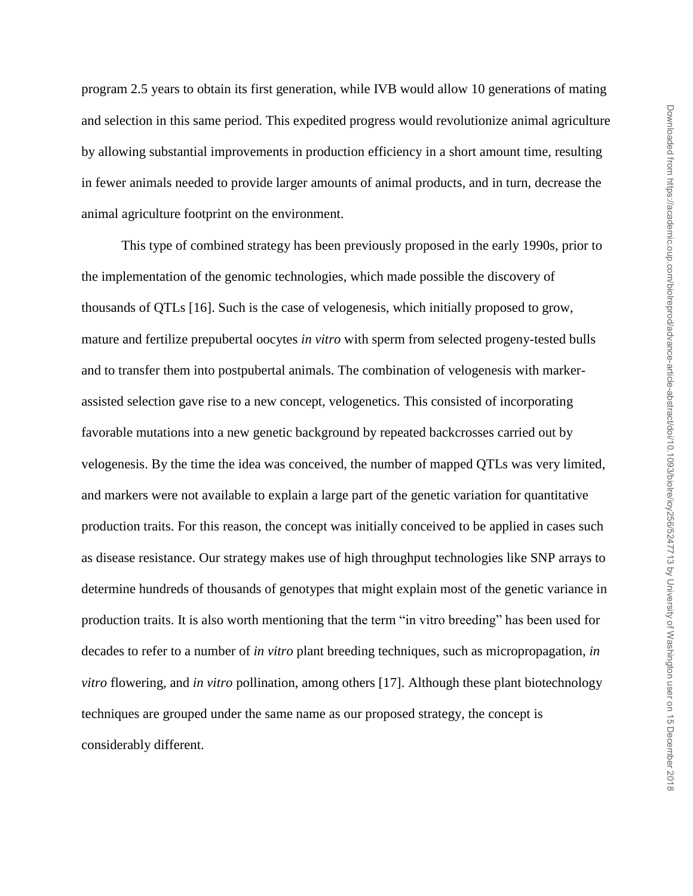program 2.5 years to obtain its first generation, while IVB would allow 10 generations of mating and selection in this same period. This expedited progress would revolutionize animal agriculture by allowing substantial improvements in production efficiency in a short amount time, resulting in fewer animals needed to provide larger amounts of animal products, and in turn, decrease the animal agriculture footprint on the environment.

This type of combined strategy has been previously proposed in the early 1990s, prior to the implementation of the genomic technologies, which made possible the discovery of thousands of QTLs [16]. Such is the case of velogenesis, which initially proposed to grow, mature and fertilize prepubertal oocytes *in vitro* with sperm from selected progeny-tested bulls and to transfer them into postpubertal animals. The combination of velogenesis with marker-assisted selection gave rise to a new concept, velogenetics. This consisted of incorporating favorable mutations into a new genetic background by repeated backcrosses carried out by velogenesis. By the time the idea was conceived, the number of mapped QTLs was very limited, and markers were not available to explain a large part of the genetic variation for quantitative production traits. For this reason, the concept was initially conceived to be applied in cases such as disease resistance. Our strategy makes use of high throughput technologies like SNP arrays to determine hundreds of thousands of genotypes that might explain most of the genetic variance in production traits. It is also worth mentioning that the term "in vitro breeding" has been used for decades to refer to a number of *in vitro* plant breeding techniques, such as micropropagation, *in vitro* flowering, and *in vitro* pollination, among others [17]. Although these plant biotechnology techniques are grouped under the same name as our proposed strategy, the concept is considerably different.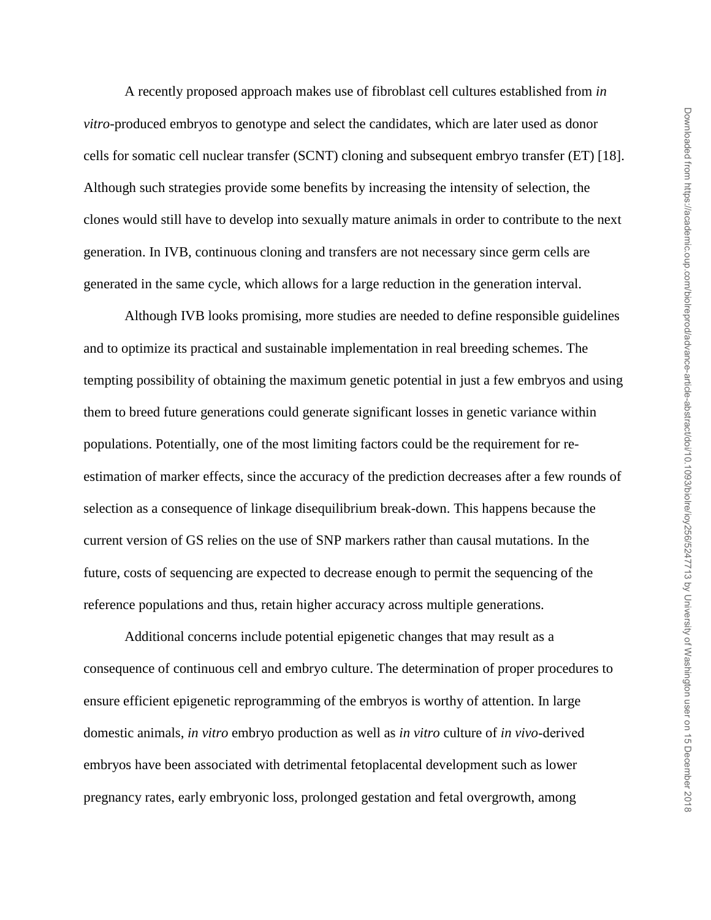A recently proposed approach makes use of fibroblast cell cultures established from *in vitro*-produced embryos to genotype and select the candidates, which are later used as donor cells for somatic cell nuclear transfer (SCNT) cloning and subsequent embryo transfer (ET) [18]. Although such strategies provide some benefits by increasing the intensity of selection, the clones would still have to develop into sexually mature animals in order to contribute to the next generation. In IVB, continuous cloning and transfers are not necessary since germ cells are generated in the same cycle, which allows for a large reduction in the generation interval.

Although IVB looks promising, more studies are needed to define responsible guidelines and to optimize its practical and sustainable implementation in real breeding schemes. The tempting possibility of obtaining the maximum genetic potential in just a few embryos and using them to breed future generations could generate significant losses in genetic variance within populations. Potentially, one of the most limiting factors could be the requirement for re-estimation of marker effects, since the accuracy of the prediction decreases after a few rounds of selection as a consequence of linkage disequilibrium break-down. This happens because the current version of GS relies on the use of SNP markers rather than causal mutations. In the future, costs of sequencing are expected to decrease enough to permit the sequencing of the reference populations and thus, retain higher accuracy across multiple generations.

Additional concerns include potential epigenetic changes that may result as a consequence of continuous cell and embryo culture. The determination of proper procedures to ensure efficient epigenetic reprogramming of the embryos is worthy of attention. In large domestic animals, *in vitro* embryo production as well as *in vitro* culture of *in vivo*-derived embryos have been associated with detrimental fetoplacental development such as lower pregnancy rates, early embryonic loss, prolonged gestation and fetal overgrowth, among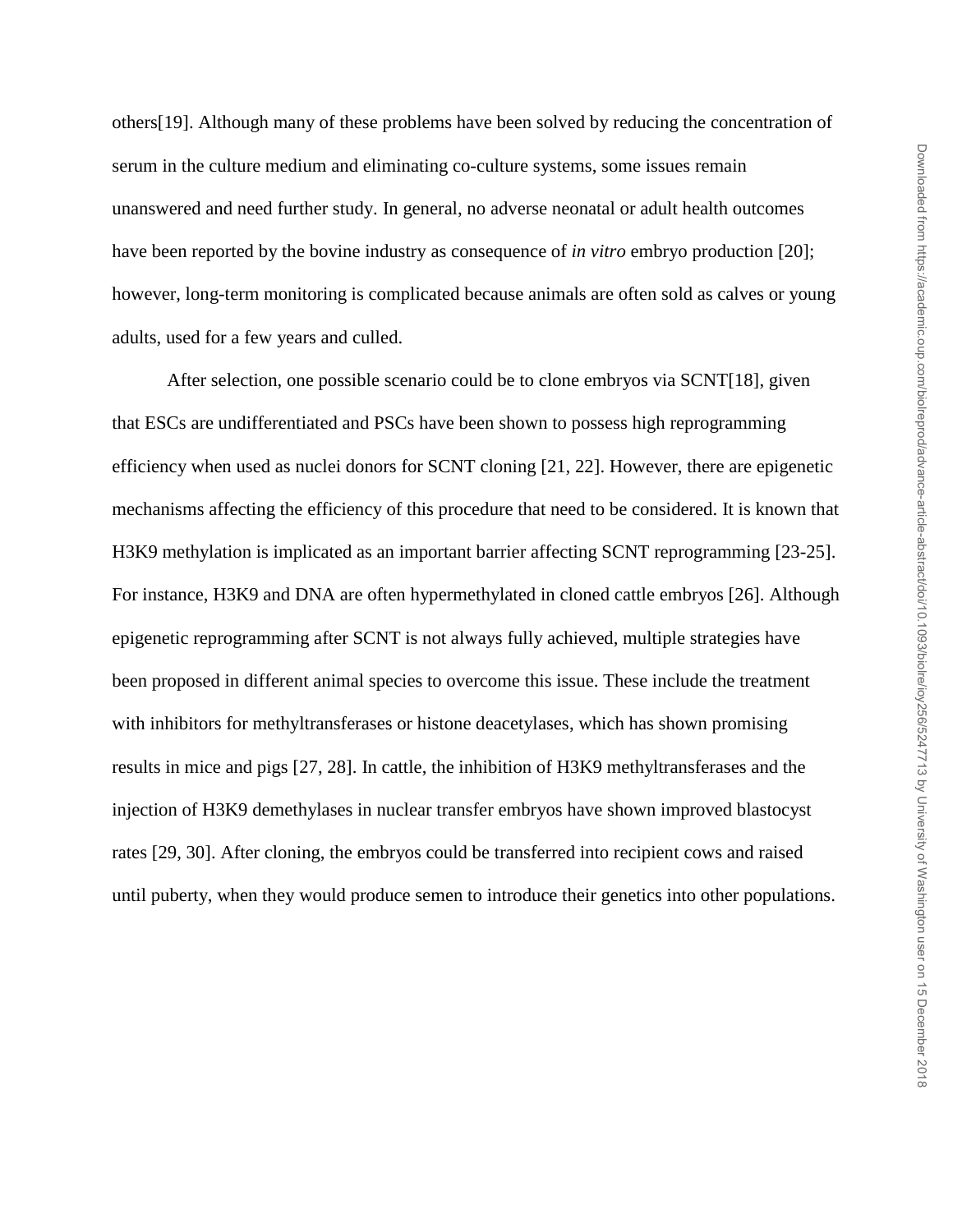others[19]. Although many of these problems have been solved by reducing the concentration of serum in the culture medium and eliminating co-culture systems, some issues remain unanswered and need further study. In general, no adverse neonatal or adult health outcomes have been reported by the bovine industry as consequence of *in vitro* embryo production [20]; however, long-term monitoring is complicated because animals are often sold as calves or young adults, used for a few years and culled.

After selection, one possible scenario could be to clone embryos via SCNT[18], given that ESCs are undifferentiated and PSCs have been shown to possess high reprogramming efficiency when used as nuclei donors for SCNT cloning [21, 22]. However, there are epigenetic mechanisms affecting the efficiency of this procedure that need to be considered. It is known that H3K9 methylation is implicated as an important barrier affecting SCNT reprogramming [23-25]. For instance, H3K9 and DNA are often hypermethylated in cloned cattle embryos [26]. Although epigenetic reprogramming after SCNT is not always fully achieved, multiple strategies have been proposed in different animal species to overcome this issue. These include the treatment with inhibitors for methyltransferases or histone deacetylases, which has shown promising results in mice and pigs [27, 28]. In cattle, the inhibition of H3K9 methyltransferases and the injection of H3K9 demethylases in nuclear transfer embryos have shown improved blastocyst rates [29, 30]. After cloning, the embryos could be transferred into recipient cows and raised until puberty, when they would produce semen to introduce their genetics into other populations.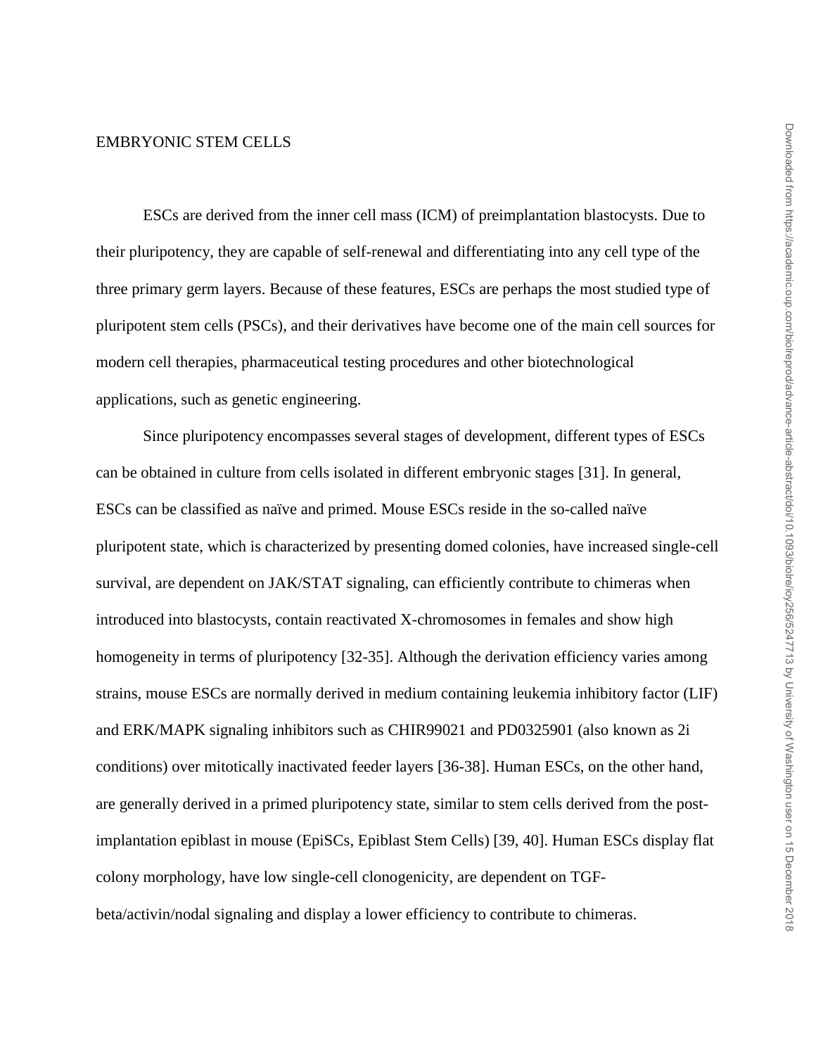## EMBRYONIC STEM CELLS

ESCs are derived from the inner cell mass (ICM) of preimplantation blastocysts. Due to their pluripotency, they are capable of self-renewal and differentiating into any cell type of the three primary germ layers. Because of these features, ESCs are perhaps the most studied type of pluripotent stem cells (PSCs), and their derivatives have become one of the main cell sources for modern cell therapies, pharmaceutical testing procedures and other biotechnological applications, such as genetic engineering.

Since pluripotency encompasses several stages of development, different types of ESCs can be obtained in culture from cells isolated in different embryonic stages [31]. In general, ESCs can be classified as naïve and primed. Mouse ESCs reside in the so-called naïve pluripotent state, which is characterized by presenting domed colonies, have increased single-cell survival, are dependent on JAK/STAT signaling, can efficiently contribute to chimeras when introduced into blastocysts, contain reactivated X-chromosomes in females and show high homogeneity in terms of pluripotency [32-35]. Although the derivation efficiency varies among strains, mouse ESCs are normally derived in medium containing leukemia inhibitory factor (LIF) and ERK/MAPK signaling inhibitors such as CHIR99021 and PD0325901 (also known as 2i conditions) over mitotically inactivated feeder layers [36-38]. Human ESCs, on the other hand, are generally derived in a primed pluripotency state, similar to stem cells derived from the post-implantation epiblast in mouse (EpiSCs, Epiblast Stem Cells) [39, 40]. Human ESCs display flat colony morphology, have low single-cell clonogenicity, are dependent on TGF-beta/activin/nodal signaling and display a lower efficiency to contribute to chimeras.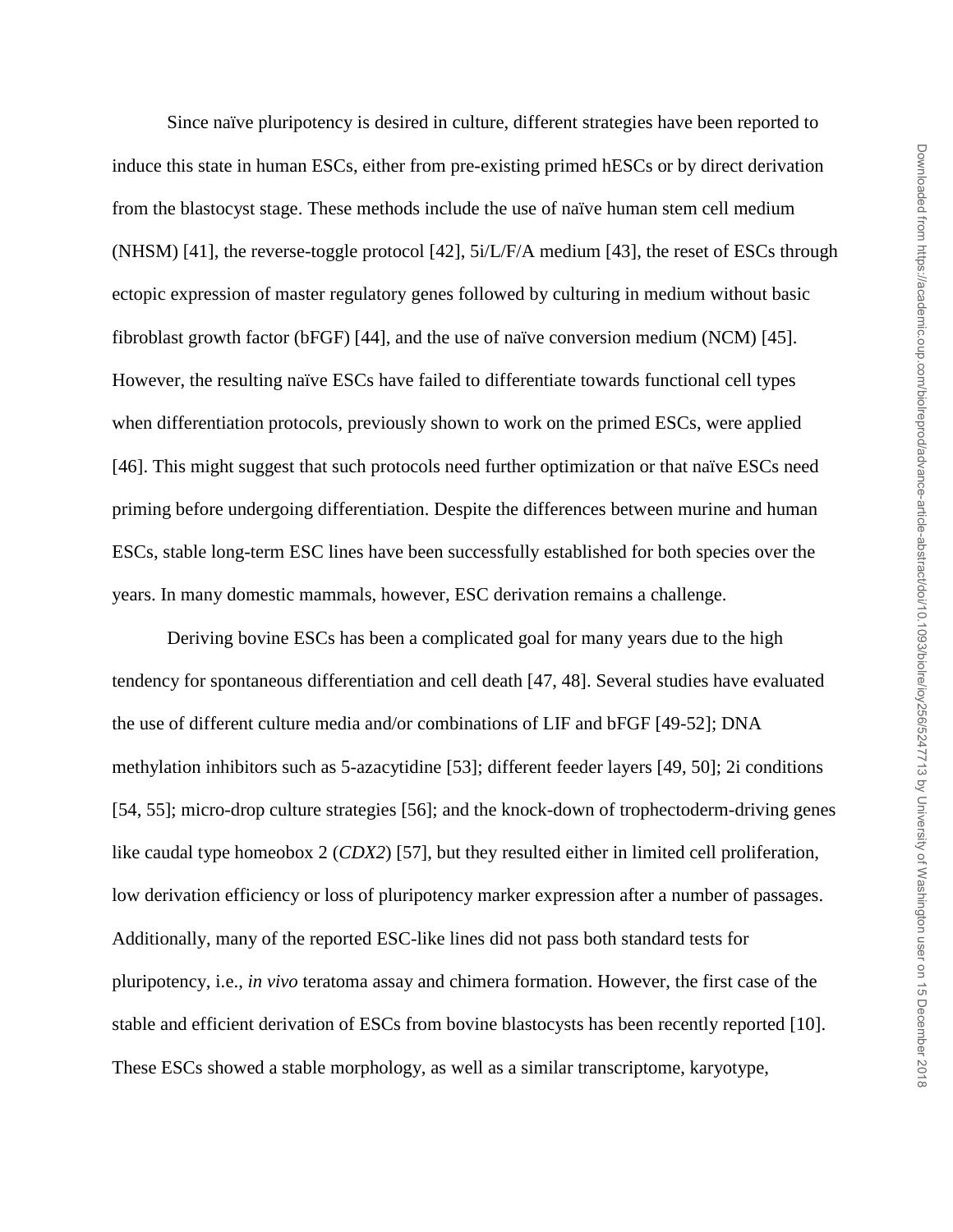Since naïve pluripotency is desired in culture, different strategies have been reported to induce this state in human ESCs, either from pre-existing primed hESCs or by direct derivation from the blastocyst stage. These methods include the use of naïve human stem cell medium (NHSM) [41], the reverse-toggle protocol [42], 5i/L/F/A medium [43], the reset of ESCs through ectopic expression of master regulatory genes followed by culturing in medium without basic fibroblast growth factor (bFGF) [44], and the use of naïve conversion medium (NCM) [45]. However, the resulting naïve ESCs have failed to differentiate towards functional cell types when differentiation protocols, previously shown to work on the primed ESCs, were applied [46]. This might suggest that such protocols need further optimization or that naïve ESCs need priming before undergoing differentiation. Despite the differences between murine and human ESCs, stable long-term ESC lines have been successfully established for both species over the years. In many domestic mammals, however, ESC derivation remains a challenge.

Deriving bovine ESCs has been a complicated goal for many years due to the high tendency for spontaneous differentiation and cell death [47, 48]. Several studies have evaluated the use of different culture media and/or combinations of LIF and bFGF [49-52]; DNA methylation inhibitors such as 5-azacytidine [53]; different feeder layers [49, 50]; 2i conditions [54, 55]; micro-drop culture strategies [56]; and the knock-down of trophectoderm-driving genes like caudal type homeobox 2 (*CDX2*) [57], but they resulted either in limited cell proliferation, low derivation efficiency or loss of pluripotency marker expression after a number of passages. Additionally, many of the reported ESC-like lines did not pass both standard tests for pluripotency, i.e., *in vivo* teratoma assay and chimera formation. However, the first case of the stable and efficient derivation of ESCs from bovine blastocysts has been recently reported [10]. These ESCs showed a stable morphology, as well as a similar transcriptome, karyotype,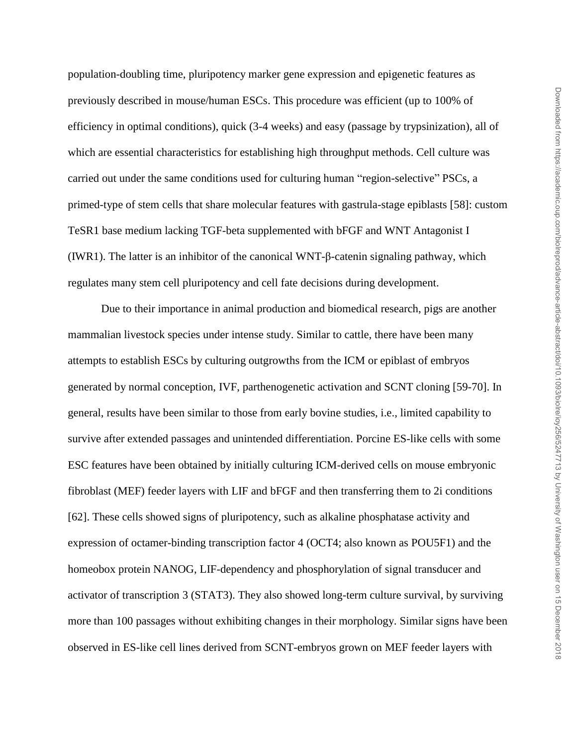population-doubling time, pluripotency marker gene expression and epigenetic features as previously described in mouse/human ESCs. This procedure was efficient (up to 100% of efficiency in optimal conditions), quick (3-4 weeks) and easy (passage by trypsinization), all of which are essential characteristics for establishing high throughput methods. Cell culture was carried out under the same conditions used for culturing human "region-selective" PSCs, a primed-type of stem cells that share molecular features with gastrula-stage epiblasts [58]: custom TeSR1 base medium lacking TGF-beta supplemented with bFGF and WNT Antagonist I (IWR1). The latter is an inhibitor of the canonical WNT-β-catenin signaling pathway, which regulates many stem cell pluripotency and cell fate decisions during development.

Due to their importance in animal production and biomedical research, pigs are another mammalian livestock species under intense study. Similar to cattle, there have been many attempts to establish ESCs by culturing outgrowths from the ICM or epiblast of embryos generated by normal conception, IVF, parthenogenetic activation and SCNT cloning [59-70]. In general, results have been similar to those from early bovine studies, i.e., limited capability to survive after extended passages and unintended differentiation. Porcine ES-like cells with some ESC features have been obtained by initially culturing ICM-derived cells on mouse embryonic fibroblast (MEF) feeder layers with LIF and bFGF and then transferring them to 2i conditions [62]. These cells showed signs of pluripotency, such as alkaline phosphatase activity and expression of octamer-binding transcription factor 4 (OCT4; also known as POU5F1) and the homeobox protein NANOG, LIF-dependency and phosphorylation of signal transducer and activator of transcription 3 (STAT3). They also showed long-term culture survival, by surviving more than 100 passages without exhibiting changes in their morphology. Similar signs have been observed in ES-like cell lines derived from SCNT-embryos grown on MEF feeder layers with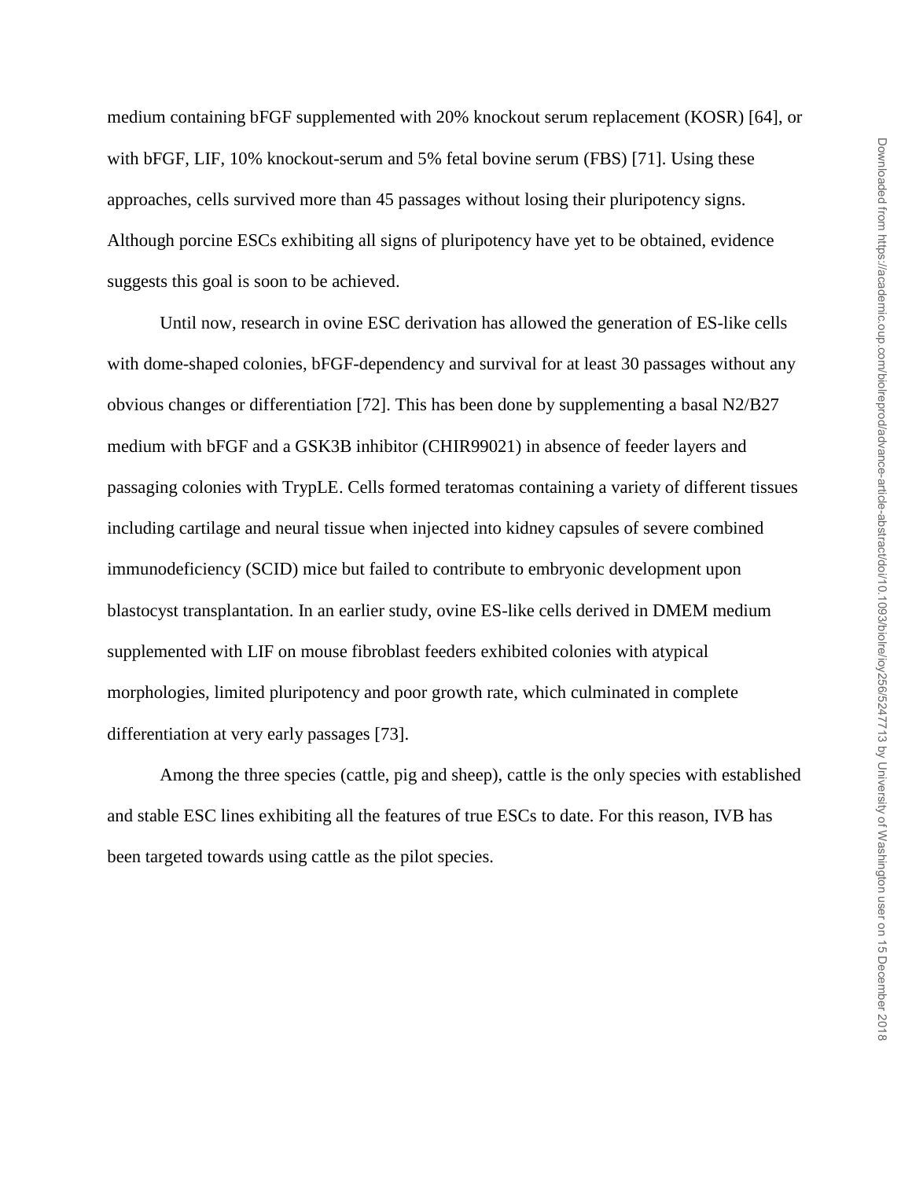medium containing bFGF supplemented with 20% knockout serum replacement (KOSR) [64], or with bFGF, LIF, 10% knockout-serum and 5% fetal bovine serum (FBS) [71]. Using these approaches, cells survived more than 45 passages without losing their pluripotency signs. Although porcine ESCs exhibiting all signs of pluripotency have yet to be obtained, evidence suggests this goal is soon to be achieved.

Until now, research in ovine ESC derivation has allowed the generation of ES-like cells with dome-shaped colonies, bFGF-dependency and survival for at least 30 passages without any obvious changes or differentiation [72]. This has been done by supplementing a basal N2/B27 medium with bFGF and a GSK3B inhibitor (CHIR99021) in absence of feeder layers and passaging colonies with TrypLE. Cells formed teratomas containing a variety of different tissues including cartilage and neural tissue when injected into kidney capsules of severe combined immunodeficiency (SCID) mice but failed to contribute to embryonic development upon blastocyst transplantation. In an earlier study, ovine ES-like cells derived in DMEM medium supplemented with LIF on mouse fibroblast feeders exhibited colonies with atypical morphologies, limited pluripotency and poor growth rate, which culminated in complete differentiation at very early passages [73].

Among the three species (cattle, pig and sheep), cattle is the only species with established and stable ESC lines exhibiting all the features of true ESCs to date. For this reason, IVB has been targeted towards using cattle as the pilot species.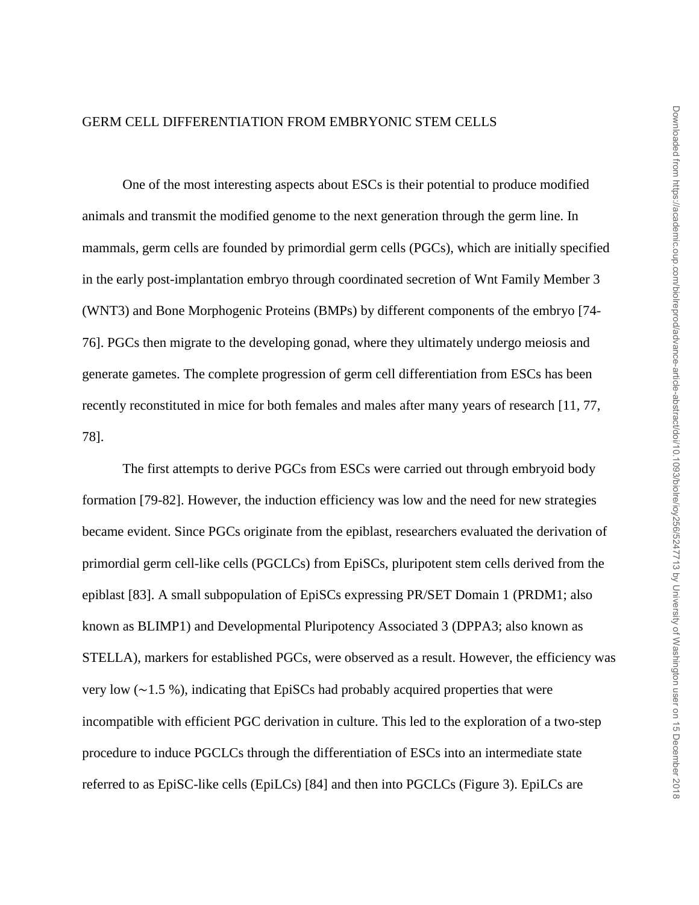## GERM CELL DIFFERENTIATION FROM EMBRYONIC STEM CELLS

One of the most interesting aspects about ESCs is their potential to produce modified animals and transmit the modified genome to the next generation through the germ line. In mammals, germ cells are founded by primordial germ cells (PGCs), which are initially specified in the early post-implantation embryo through coordinated secretion of Wnt Family Member 3 (WNT3) and Bone Morphogenic Proteins (BMPs) by different components of the embryo [74-76]. PGCs then migrate to the developing gonad, where they ultimately undergo meiosis and generate gametes. The complete progression of germ cell differentiation from ESCs has been recently reconstituted in mice for both females and males after many years of research [11, 77, 78].

The first attempts to derive PGCs from ESCs were carried out through embryoid body formation [79-82]. However, the induction efficiency was low and the need for new strategies became evident. Since PGCs originate from the epiblast, researchers evaluated the derivation of primordial germ cell-like cells (PGCLCs) from EpiSCs, pluripotent stem cells derived from the epiblast [83]. A small subpopulation of EpiSCs expressing PR/SET Domain 1 (PRDM1; also known as BLIMP1) and Developmental Pluripotency Associated 3 (DPPA3; also known as STELLA), markers for established PGCs, were observed as a result. However, the efficiency was very low (~1.5 %), indicating that EpiSCs had probably acquired properties that were incompatible with efficient PGC derivation in culture. This led to the exploration of a two-step procedure to induce PGCLCs through the differentiation of ESCs into an intermediate state referred to as EpiSC-like cells (EpiLCs) [84] and then into PGCLCs (Figure 3). EpiLCs are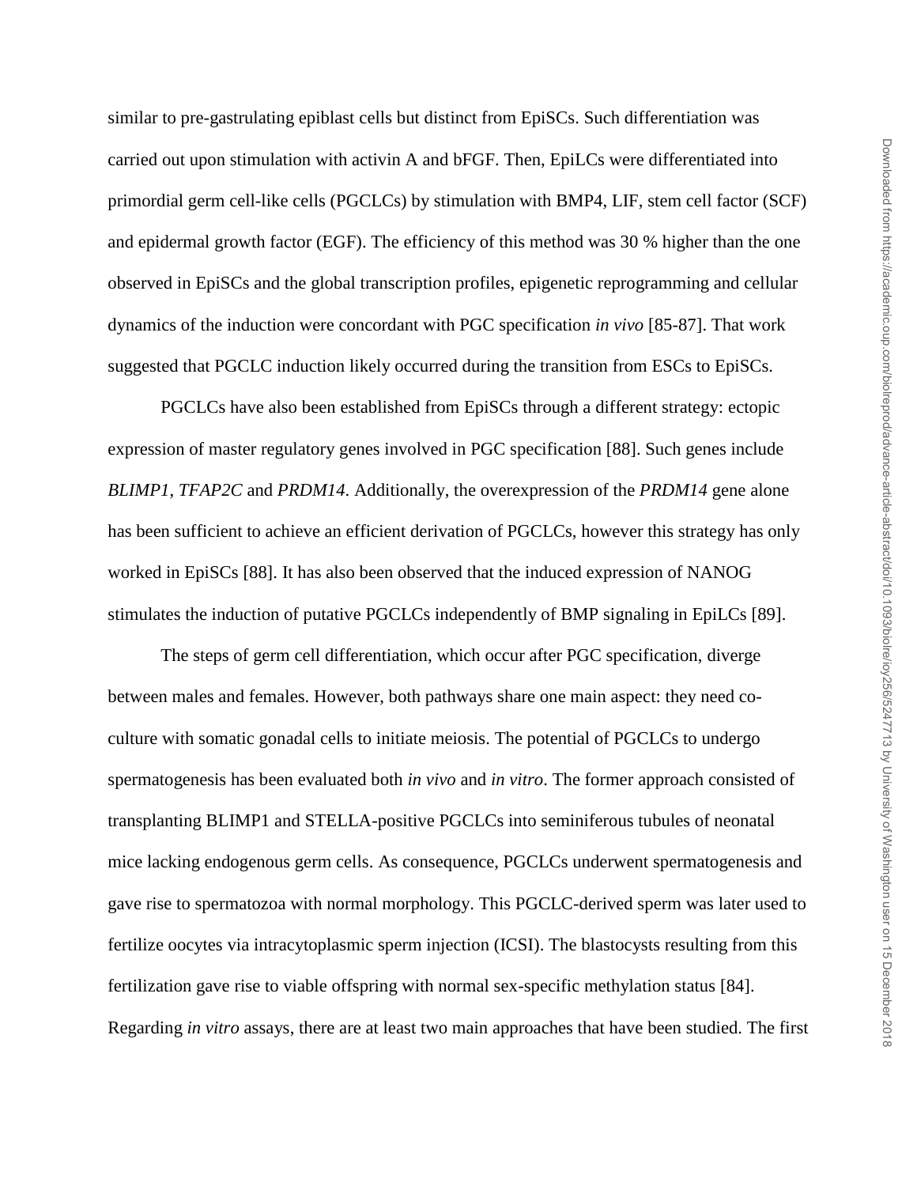similar to pre-gastrulating epiblast cells but distinct from EpiSCs. Such differentiation was carried out upon stimulation with activin A and bFGF. Then, EpiLCs were differentiated into primordial germ cell-like cells (PGCLCs) by stimulation with BMP4, LIF, stem cell factor (SCF) and epidermal growth factor (EGF). The efficiency of this method was 30 % higher than the one observed in EpiSCs and the global transcription profiles, epigenetic reprogramming and cellular dynamics of the induction were concordant with PGC specification *in vivo* [85-87]. That work suggested that PGCLC induction likely occurred during the transition from ESCs to EpiSCs.

PGCLCs have also been established from EpiSCs through a different strategy: ectopic expression of master regulatory genes involved in PGC specification [88]. Such genes include *BLIMP1*, *TFAP2C* and *PRDM14*. Additionally, the overexpression of the *PRDM14* gene alone has been sufficient to achieve an efficient derivation of PGCLCs, however this strategy has only worked in EpiSCs [88]. It has also been observed that the induced expression of NANOG stimulates the induction of putative PGCLCs independently of BMP signaling in EpiLCs [89].

The steps of germ cell differentiation, which occur after PGC specification, diverge between males and females. However, both pathways share one main aspect: they need co-culture with somatic gonadal cells to initiate meiosis. The potential of PGCLCs to undergo spermatogenesis has been evaluated both *in vivo* and *in vitro*. The former approach consisted of transplanting BLIMP1 and STELLA-positive PGCLCs into seminiferous tubules of neonatal mice lacking endogenous germ cells. As consequence, PGCLCs underwent spermatogenesis and gave rise to spermatozoa with normal morphology. This PGCLC-derived sperm was later used to fertilize oocytes via intracytoplasmic sperm injection (ICSI). The blastocysts resulting from this fertilization gave rise to viable offspring with normal sex-specific methylation status [84]. Regarding *in vitro* assays, there are at least two main approaches that have been studied. The first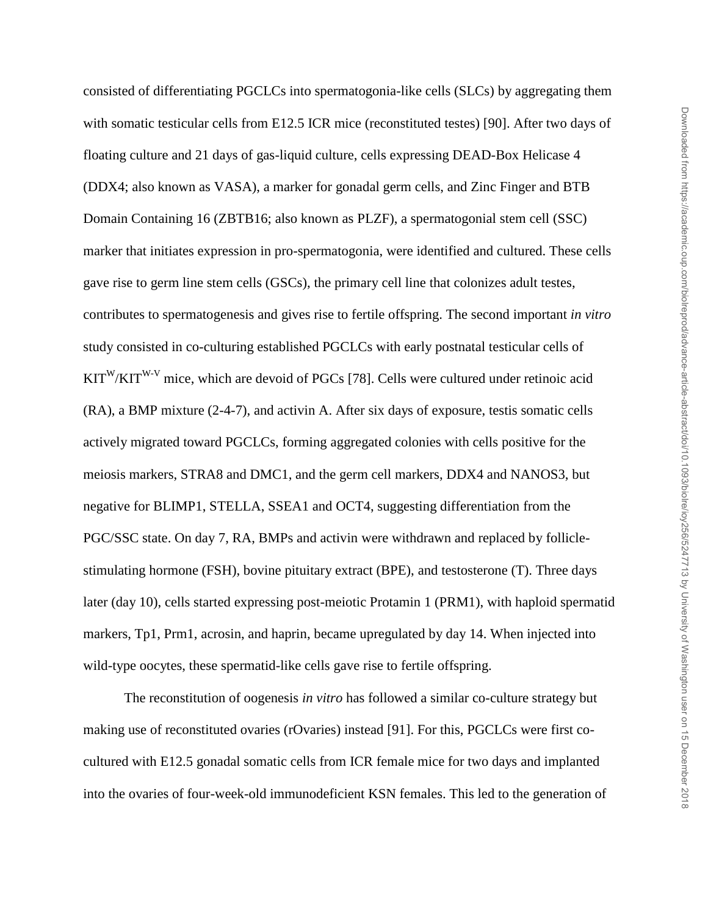consisted of differentiating PGCLCs into spermatogonia-like cells (SLCs) by aggregating them with somatic testicular cells from E12.5 ICR mice (reconstituted testes) [90]. After two days of floating culture and 21 days of gas-liquid culture, cells expressing DEAD-Box Helicase 4 (DDX4; also known as VASA), a marker for gonadal germ cells, and Zinc Finger and BTB Domain Containing 16 (ZBTB16; also known as PLZF), a spermatogonial stem cell (SSC) marker that initiates expression in pro-spermatogonia, were identified and cultured. These cells gave rise to germ line stem cells (GSCs), the primary cell line that colonizes adult testes, contributes to spermatogenesis and gives rise to fertile offspring. The second important *in vitro* study consisted in co-culturing established PGCLCs with early postnatal testicular cells of $KIT^{W}/KIT^{W\text{-}V}$ mice, which are devoid of PGCs [78]. Cells were cultured under retinoic acid (RA), a BMP mixture (2-4-7), and activin A. After six days of exposure, testis somatic cells actively migrated toward PGCLCs, forming aggregated colonies with cells positive for the meiosis markers, STRA8 and DMC1, and the germ cell markers, DDX4 and NANOS3, but negative for BLIMP1, STELLA, SSEA1 and OCT4, suggesting differentiation from the PGC/SSC state. On day 7, RA, BMPs and activin were withdrawn and replaced by follicle-stimulating hormone (FSH), bovine pituitary extract (BPE), and testosterone (T). Three days later (day 10), cells started expressing post-meiotic Protamin 1 (PRM1), with haploid spermatid markers, Tp1, Prm1, acrosin, and haprin, became upregulated by day 14. When injected into wild-type oocytes, these spermatid-like cells gave rise to fertile offspring.

The reconstitution of oogenesis *in vitro* has followed a similar co-culture strategy but making use of reconstituted ovaries (rOvaries) instead [91]. For this, PGCLCs were first co-cultured with E12.5 gonadal somatic cells from ICR female mice for two days and implanted into the ovaries of four-week-old immunodeficient KSN females. This led to the generation of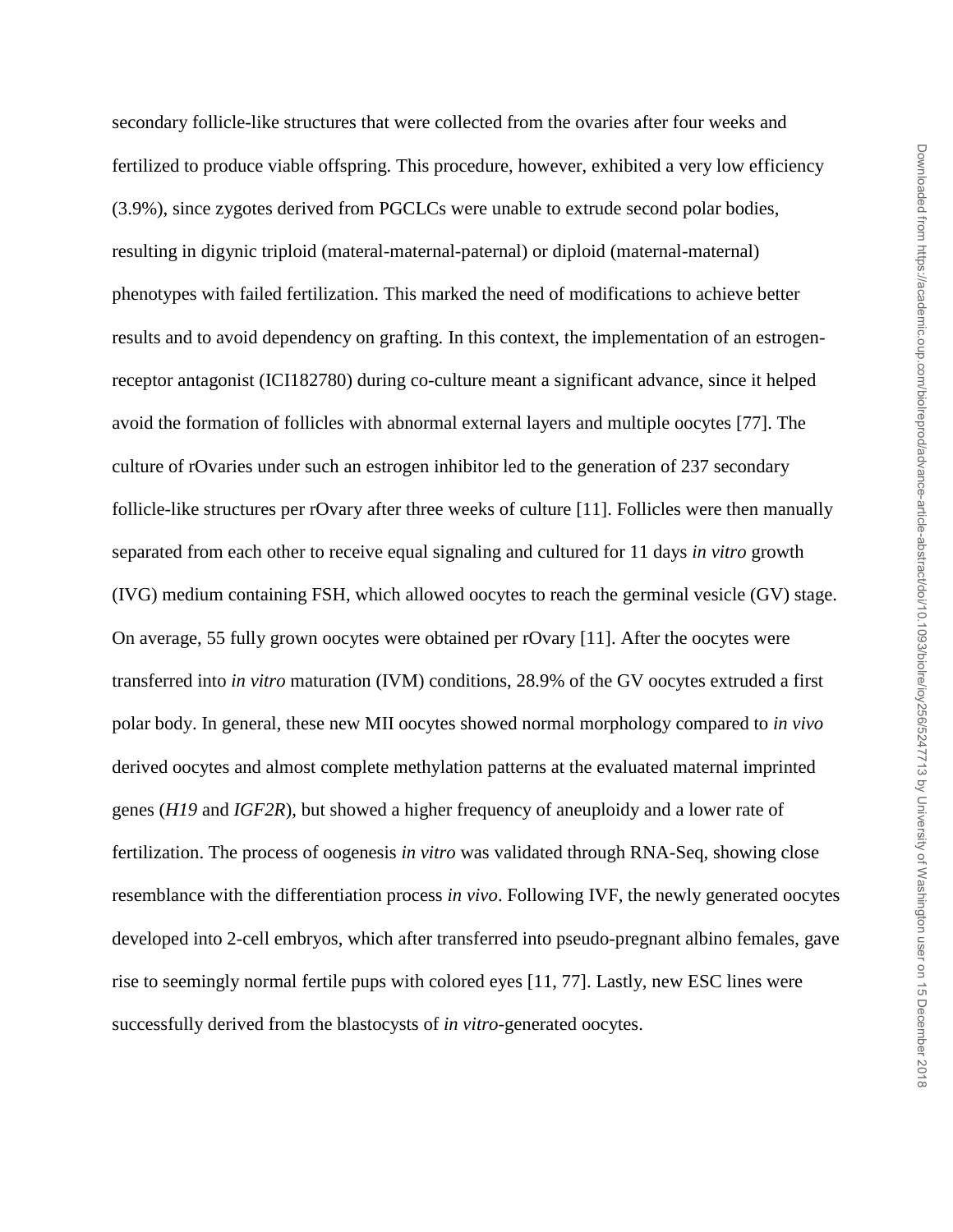secondary follicle-like structures that were collected from the ovaries after four weeks and fertilized to produce viable offspring. This procedure, however, exhibited a very low efficiency (3.9%), since zygotes derived from PGCLCs were unable to extrude second polar bodies, resulting in digynic triploid (materal-maternal-paternal) or diploid (maternal-maternal) phenotypes with failed fertilization. This marked the need of modifications to achieve better results and to avoid dependency on grafting. In this context, the implementation of an estrogen-receptor antagonist (ICI182780) during co-culture meant a significant advance, since it helped avoid the formation of follicles with abnormal external layers and multiple oocytes [77]. The culture of rOvaries under such an estrogen inhibitor led to the generation of 237 secondary follicle-like structures per rOvary after three weeks of culture [11]. Follicles were then manually separated from each other to receive equal signaling and cultured for 11 days *in vitro* growth (IVG) medium containing FSH, which allowed oocytes to reach the germinal vesicle (GV) stage. On average, 55 fully grown oocytes were obtained per rOvary [11]. After the oocytes were transferred into *in vitro* maturation (IVM) conditions, 28.9% of the GV oocytes extruded a first polar body. In general, these new MII oocytes showed normal morphology compared to *in vivo* derived oocytes and almost complete methylation patterns at the evaluated maternal imprinted genes (*H19* and *IGF2R*), but showed a higher frequency of aneuploidy and a lower rate of fertilization. The process of oogenesis *in vitro* was validated through RNA-Seq, showing close resemblance with the differentiation process *in vivo*. Following IVF, the newly generated oocytes developed into 2-cell embryos, which after transferred into pseudo-pregnant albino females, gave rise to seemingly normal fertile pups with colored eyes [11, 77]. Lastly, new ESC lines were successfully derived from the blastocysts of *in vitro*-generated oocytes.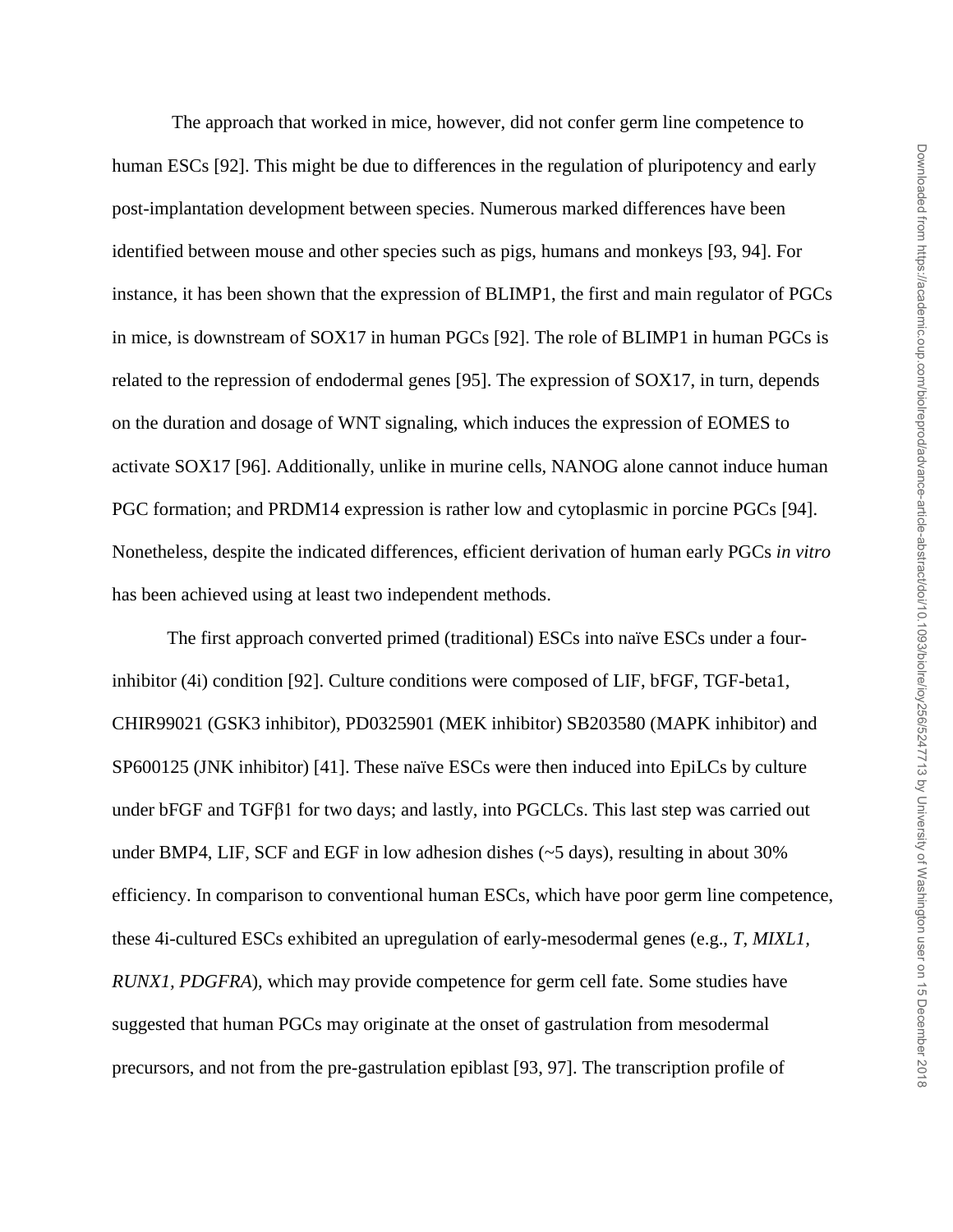The approach that worked in mice, however, did not confer germ line competence to human ESCs [92]. This might be due to differences in the regulation of pluripotency and early post-implantation development between species. Numerous marked differences have been identified between mouse and other species such as pigs, humans and monkeys [93, 94]. For instance, it has been shown that the expression of BLIMP1, the first and main regulator of PGCs in mice, is downstream of SOX17 in human PGCs [92]. The role of BLIMP1 in human PGCs is related to the repression of endodermal genes [95]. The expression of SOX17, in turn, depends on the duration and dosage of WNT signaling, which induces the expression of EOMES to activate SOX17 [96]. Additionally, unlike in murine cells, NANOG alone cannot induce human PGC formation; and PRDM14 expression is rather low and cytoplasmic in porcine PGCs [94]. Nonetheless, despite the indicated differences, efficient derivation of human early PGCs *in vitro* has been achieved using at least two independent methods.

The first approach converted primed (traditional) ESCs into naïve ESCs under a four-inhibitor (4i) condition [92]. Culture conditions were composed of LIF, bFGF, TGF-beta1, CHIR99021 (GSK3 inhibitor), PD0325901 (MEK inhibitor) SB203580 (MAPK inhibitor) and SP600125 (JNK inhibitor) [41]. These naïve ESCs were then induced into EpiLCs by culture under bFGF and TGFβ1 for two days; and lastly, into PGCLCs. This last step was carried out under BMP4, LIF, SCF and EGF in low adhesion dishes (~5 days), resulting in about 30% efficiency. In comparison to conventional human ESCs, which have poor germ line competence, these 4i-cultured ESCs exhibited an upregulation of early-mesodermal genes (e.g., *T, MIXL1, RUNX1, PDGFRA*), which may provide competence for germ cell fate. Some studies have suggested that human PGCs may originate at the onset of gastrulation from mesodermal precursors, and not from the pre-gastrulation epiblast [93, 97]. The transcription profile of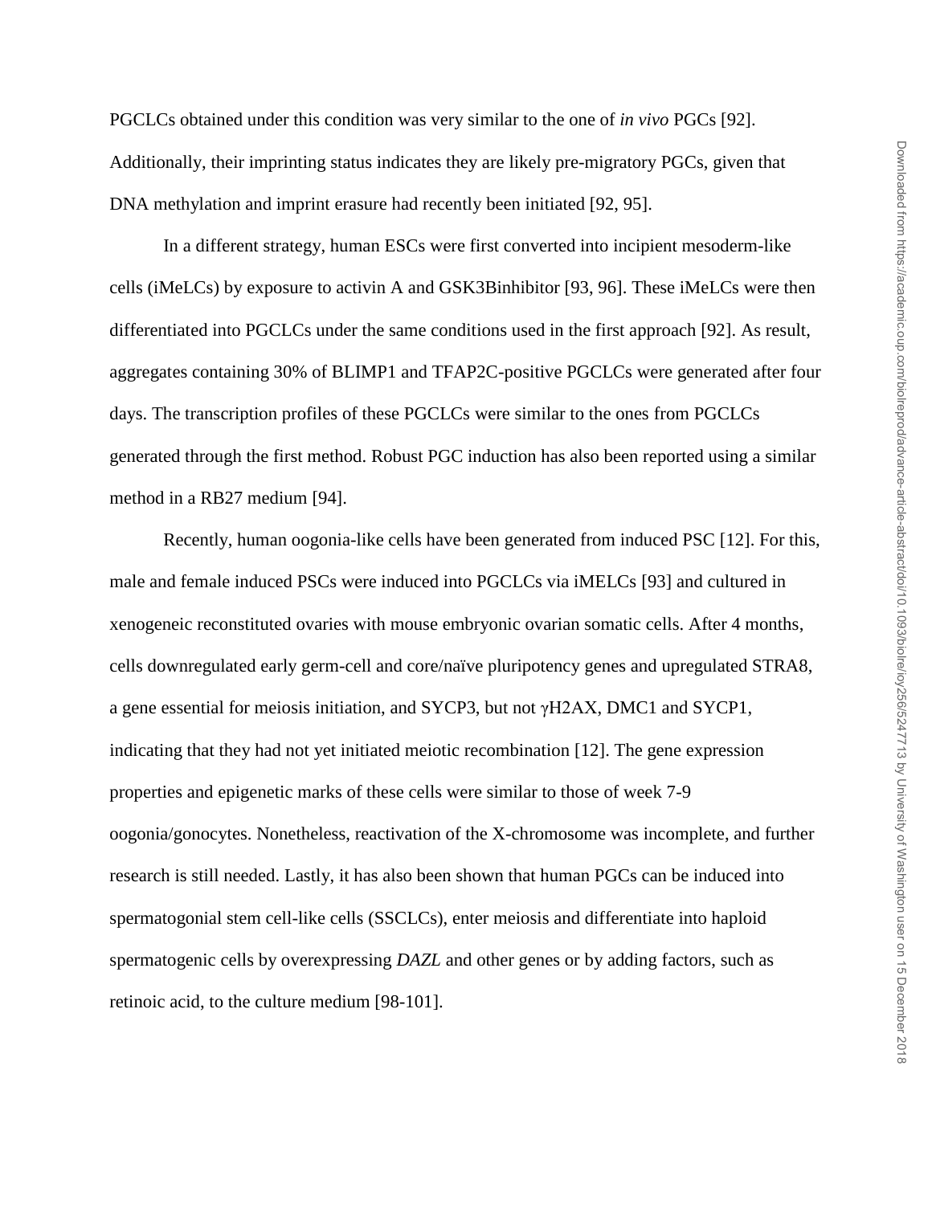PGCLCs obtained under this condition was very similar to the one of *in vivo* PGCs [92]. Additionally, their imprinting status indicates they are likely pre-migratory PGCs, given that DNA methylation and imprint erasure had recently been initiated [92, 95].

In a different strategy, human ESCs were first converted into incipient mesoderm-like cells (iMeLCs) by exposure to activin A and GSK3Binhibitor [93, 96]. These iMeLCs were then differentiated into PGCLCs under the same conditions used in the first approach [92]. As result, aggregates containing 30% of BLIMP1 and TFAP2C-positive PGCLCs were generated after four days. The transcription profiles of these PGCLCs were similar to the ones from PGCLCs generated through the first method. Robust PGC induction has also been reported using a similar method in a RB27 medium [94].

Recently, human oogonia-like cells have been generated from induced PSC [12]. For this, male and female induced PSCs were induced into PGCLCs via iMELCs [93] and cultured in xenogeneic reconstituted ovaries with mouse embryonic ovarian somatic cells. After 4 months, cells downregulated early germ-cell and core/naïve pluripotency genes and upregulated STRA8, a gene essential for meiosis initiation, and SYCP3, but not γH2AX, DMC1 and SYCP1, indicating that they had not yet initiated meiotic recombination [12]. The gene expression properties and epigenetic marks of these cells were similar to those of week 7-9 oogonia/gonocytes. Nonetheless, reactivation of the X-chromosome was incomplete, and further research is still needed. Lastly, it has also been shown that human PGCs can be induced into spermatogonial stem cell-like cells (SSCLCs), enter meiosis and differentiate into haploid spermatogenic cells by overexpressing *DAZL* and other genes or by adding factors, such as retinoic acid, to the culture medium [98-101].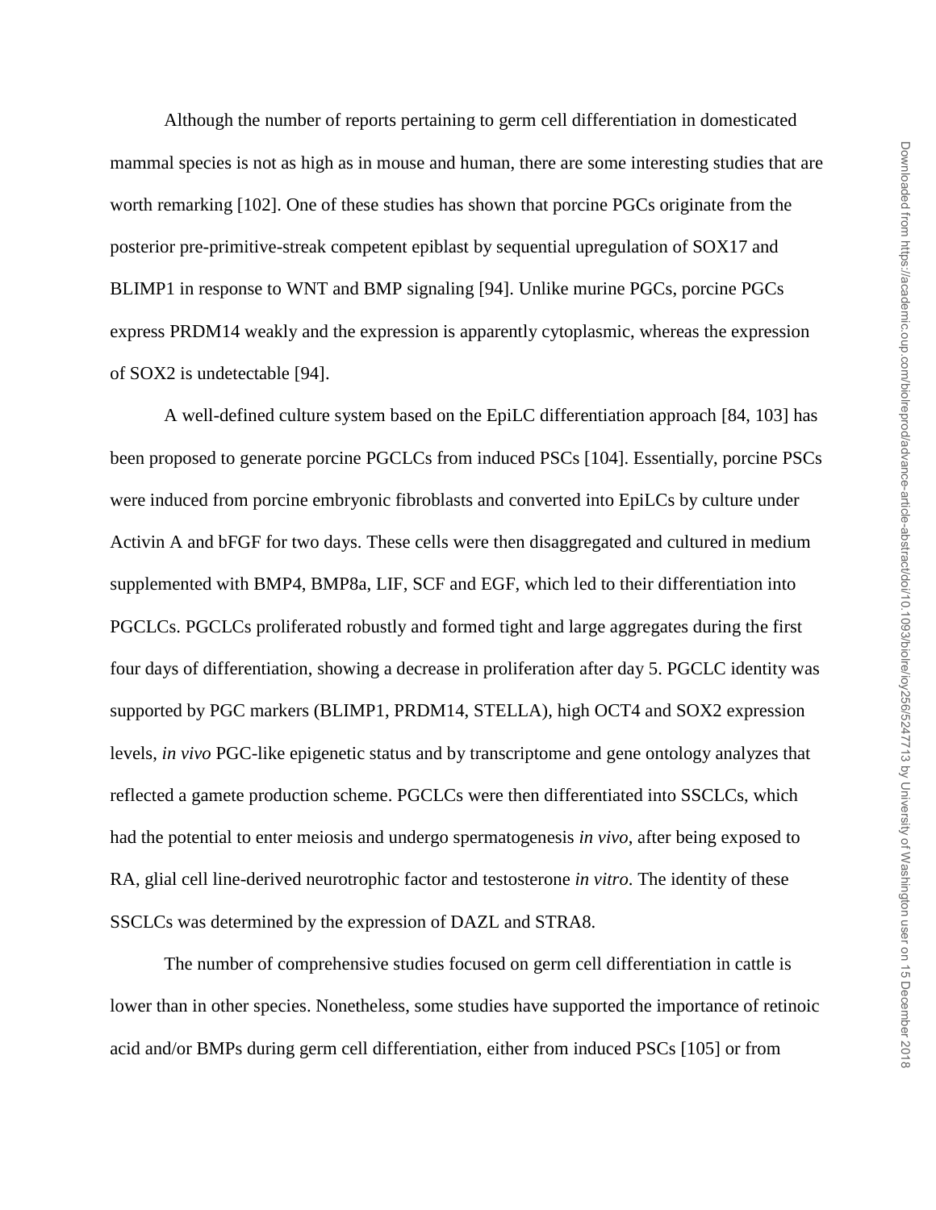Although the number of reports pertaining to germ cell differentiation in domesticated mammal species is not as high as in mouse and human, there are some interesting studies that are worth remarking [102]. One of these studies has shown that porcine PGCs originate from the posterior pre-primitive-streak competent epiblast by sequential upregulation of SOX17 and BLIMP1 in response to WNT and BMP signaling [94]. Unlike murine PGCs, porcine PGCs express PRDM14 weakly and the expression is apparently cytoplasmic, whereas the expression of SOX2 is undetectable [94].

A well-defined culture system based on the EpiLC differentiation approach [84, 103] has been proposed to generate porcine PGCLCs from induced PSCs [104]. Essentially, porcine PSCs were induced from porcine embryonic fibroblasts and converted into EpiLCs by culture under Activin A and bFGF for two days. These cells were then disaggregated and cultured in medium supplemented with BMP4, BMP8a, LIF, SCF and EGF, which led to their differentiation into PGCLCs. PGCLCs proliferated robustly and formed tight and large aggregates during the first four days of differentiation, showing a decrease in proliferation after day 5. PGCLC identity was supported by PGC markers (BLIMP1, PRDM14, STELLA), high OCT4 and SOX2 expression levels, *in vivo* PGC-like epigenetic status and by transcriptome and gene ontology analyzes that reflected a gamete production scheme. PGCLCs were then differentiated into SSCLCs, which had the potential to enter meiosis and undergo spermatogenesis *in vivo*, after being exposed to RA, glial cell line-derived neurotrophic factor and testosterone *in vitro*. The identity of these SSCLCs was determined by the expression of DAZL and STRA8.

The number of comprehensive studies focused on germ cell differentiation in cattle is lower than in other species. Nonetheless, some studies have supported the importance of retinoic acid and/or BMPs during germ cell differentiation, either from induced PSCs [105] or from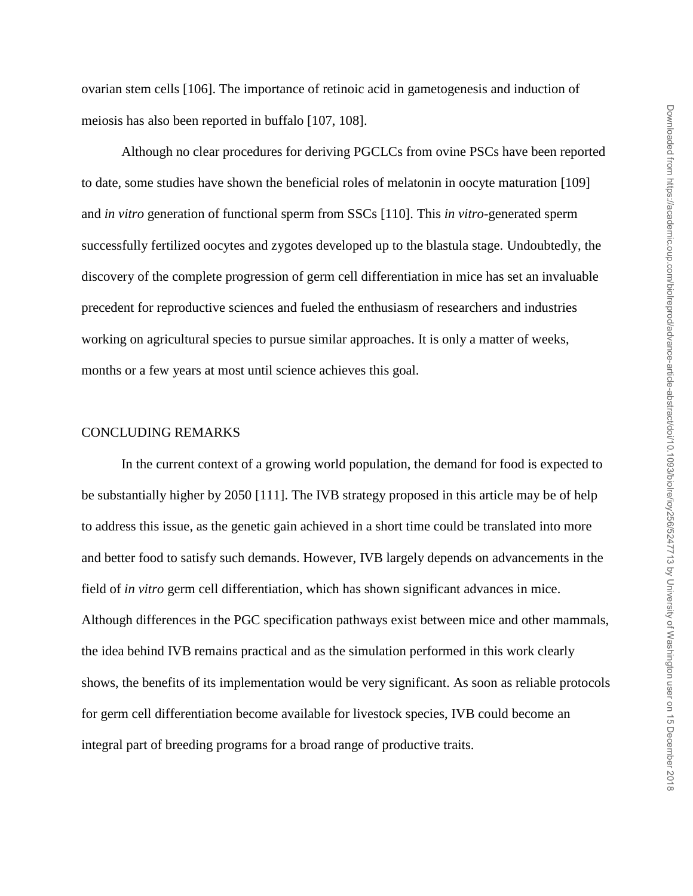ovarian stem cells [106]. The importance of retinoic acid in gametogenesis and induction of meiosis has also been reported in buffalo [107, 108].

Although no clear procedures for deriving PGCLCs from ovine PSCs have been reported to date, some studies have shown the beneficial roles of melatonin in oocyte maturation [109] and *in vitro* generation of functional sperm from SSCs [110]. This *in vitro*-generated sperm successfully fertilized oocytes and zygotes developed up to the blastula stage. Undoubtedly, the discovery of the complete progression of germ cell differentiation in mice has set an invaluable precedent for reproductive sciences and fueled the enthusiasm of researchers and industries working on agricultural species to pursue similar approaches. It is only a matter of weeks, months or a few years at most until science achieves this goal.

## CONCLUDING REMARKS

In the current context of a growing world population, the demand for food is expected to be substantially higher by 2050 [111]. The IVB strategy proposed in this article may be of help to address this issue, as the genetic gain achieved in a short time could be translated into more and better food to satisfy such demands. However, IVB largely depends on advancements in the field of *in vitro* germ cell differentiation, which has shown significant advances in mice. Although differences in the PGC specification pathways exist between mice and other mammals, the idea behind IVB remains practical and as the simulation performed in this work clearly shows, the benefits of its implementation would be very significant. As soon as reliable protocols for germ cell differentiation become available for livestock species, IVB could become an integral part of breeding programs for a broad range of productive traits.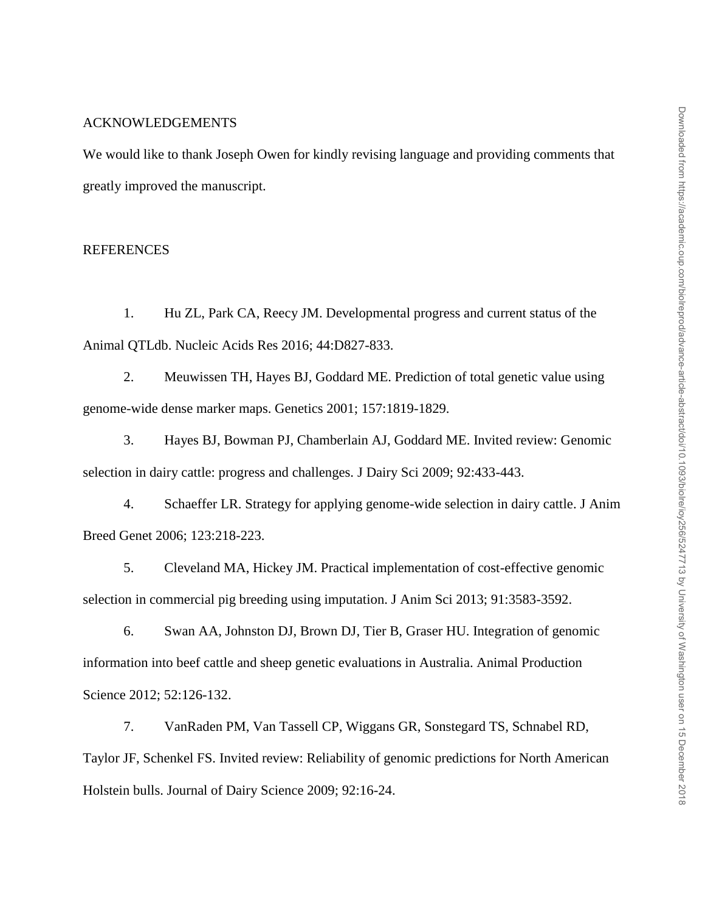## ACKNOWLEDGEMENTS

We would like to thank Joseph Owen for kindly revising language and providing comments that greatly improved the manuscript.

## REFERENCES

1. Hu ZL, Park CA, Reecy JM. Developmental progress and current status of the Animal QTLdb. Nucleic Acids Res 2016; 44:D827-833.
2. Meuwissen TH, Hayes BJ, Goddard ME. Prediction of total genetic value using genome-wide dense marker maps. Genetics 2001; 157:1819-1829.
3. Hayes BJ, Bowman PJ, Chamberlain AJ, Goddard ME. Invited review: Genomic selection in dairy cattle: progress and challenges. J Dairy Sci 2009; 92:433-443.
4. Schaeffer LR. Strategy for applying genome-wide selection in dairy cattle. J Anim Breed Genet 2006; 123:218-223.
5. Cleveland MA, Hickey JM. Practical implementation of cost-effective genomic selection in commercial pig breeding using imputation. J Anim Sci 2013; 91:3583-3592.
6. Swan AA, Johnston DJ, Brown DJ, Tier B, Graser HU. Integration of genomic information into beef cattle and sheep genetic evaluations in Australia. Animal Production Science 2012; 52:126-132.
7. VanRaden PM, Van Tassell CP, Wiggans GR, Sonstegard TS, Schnabel RD, Taylor JF, Schenkel FS. Invited review: Reliability of genomic predictions for North American Holstein bulls. Journal of Dairy Science 2009; 92:16-24.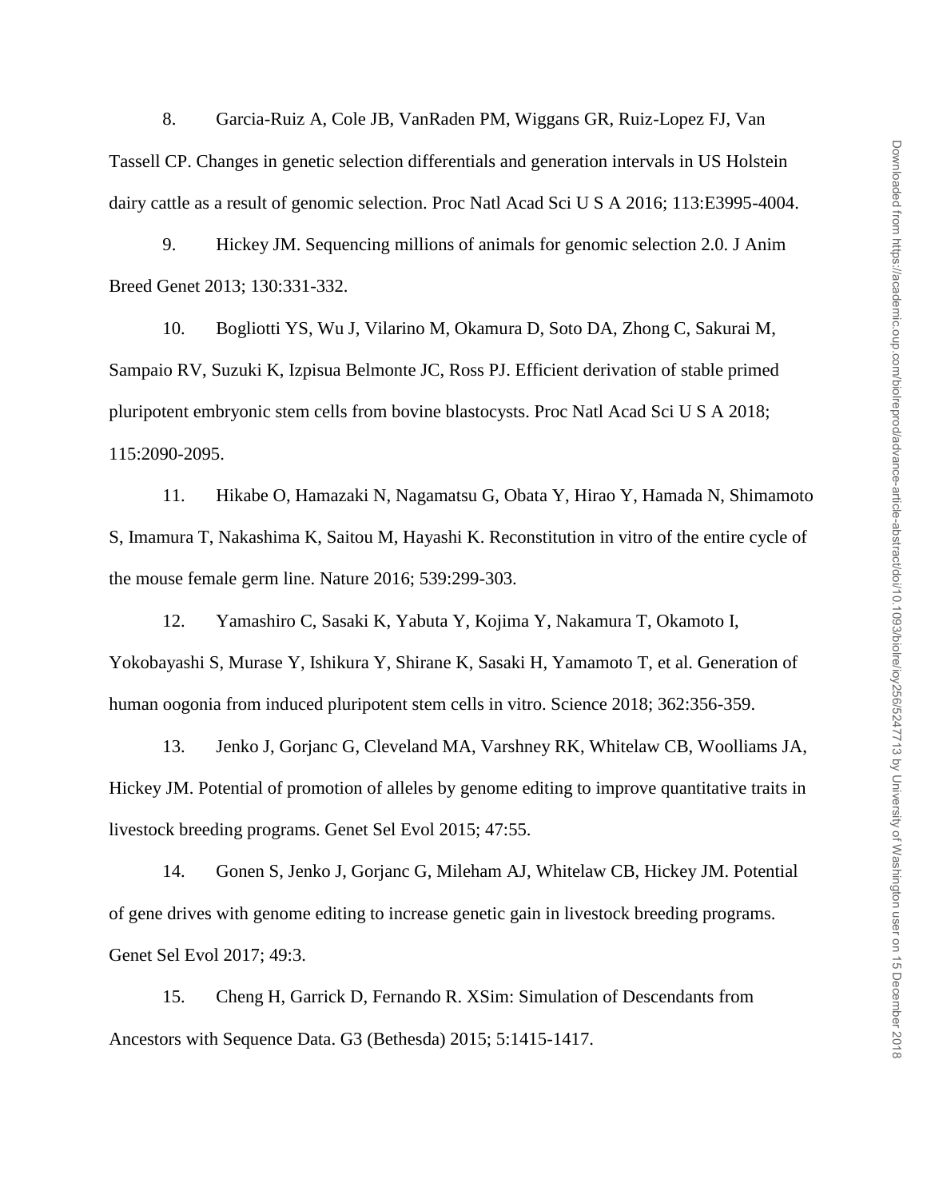8. Garcia-Ruiz A, Cole JB, VanRaden PM, Wiggans GR, Ruiz-Lopez FJ, Van Tassell CP. Changes in genetic selection differentials and generation intervals in US Holstein dairy cattle as a result of genomic selection. Proc Natl Acad Sci U S A 2016; 113:E3995-4004.

9. Hickey JM. Sequencing millions of animals for genomic selection 2.0. J Anim Breed Genet 2013; 130:331-332.

10. Bogliotti YS, Wu J, Vilarino M, Okamura D, Soto DA, Zhong C, Sakurai M, Sampaio RV, Suzuki K, Izpisua Belmonte JC, Ross PJ. Efficient derivation of stable primed pluripotent embryonic stem cells from bovine blastocysts. Proc Natl Acad Sci U S A 2018; 115:2090-2095.

11. Hikabe O, Hamazaki N, Nagamatsu G, Obata Y, Hirao Y, Hamada N, Shimamoto S, Imamura T, Nakashima K, Saitou M, Hayashi K. Reconstitution in vitro of the entire cycle of the mouse female germ line. Nature 2016; 539:299-303.

12. Yamashiro C, Sasaki K, Yabuta Y, Kojima Y, Nakamura T, Okamoto I, Yokobayashi S, Murase Y, Ishikura Y, Shirane K, Sasaki H, Yamamoto T, et al. Generation of human oogonia from induced pluripotent stem cells in vitro. Science 2018; 362:356-359.

13. Jenko J, Gorjanc G, Cleveland MA, Varshney RK, Whitelaw CB, Woolliams JA, Hickey JM. Potential of promotion of alleles by genome editing to improve quantitative traits in livestock breeding programs. Genet Sel Evol 2015; 47:55.

14. Gonen S, Jenko J, Gorjanc G, Mileham AJ, Whitelaw CB, Hickey JM. Potential of gene drives with genome editing to increase genetic gain in livestock breeding programs. Genet Sel Evol 2017; 49:3.

15. Cheng H, Garrick D, Fernando R. XSim: Simulation of Descendants from Ancestors with Sequence Data. G3 (Bethesda) 2015; 5:1415-1417.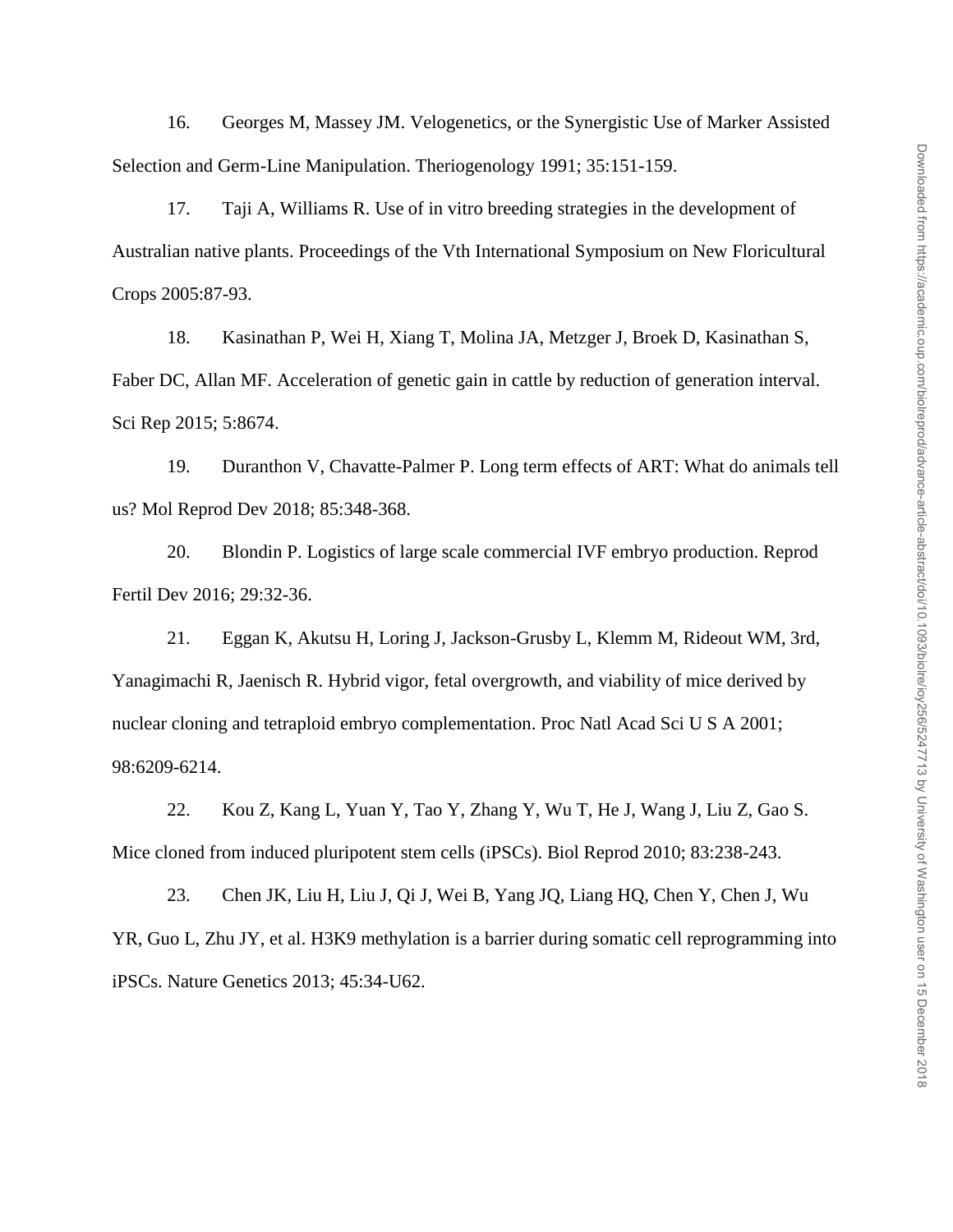16. Georges M, Massey JM. Velogenetics, or the Synergistic Use of Marker Assisted Selection and Germ-Line Manipulation. Theriogenology 1991; 35:151-159.

17. Taji A, Williams R. Use of in vitro breeding strategies in the development of Australian native plants. Proceedings of the Vth International Symposium on New Floricultural Crops 2005:87-93.

18. Kasinathan P, Wei H, Xiang T, Molina JA, Metzger J, Broek D, Kasinathan S, Faber DC, Allan MF. Acceleration of genetic gain in cattle by reduction of generation interval. Sci Rep 2015; 5:8674.

19. Duranthon V, Chavatte-Palmer P. Long term effects of ART: What do animals tell us? Mol Reprod Dev 2018; 85:348-368.

20. Blondin P. Logistics of large scale commercial IVF embryo production. Reprod Fertil Dev 2016; 29:32-36.

21. Eggan K, Akutsu H, Loring J, Jackson-Grusby L, Klemm M, Rideout WM, 3rd, Yanagimachi R, Jaenisch R. Hybrid vigor, fetal overgrowth, and viability of mice derived by nuclear cloning and tetraploid embryo complementation. Proc Natl Acad Sci U S A 2001; 98:6209-6214.

22. Kou Z, Kang L, Yuan Y, Tao Y, Zhang Y, Wu T, He J, Wang J, Liu Z, Gao S. Mice cloned from induced pluripotent stem cells (iPSCs). Biol Reprod 2010; 83:238-243.

23. Chen JK, Liu H, Liu J, Qi J, Wei B, Yang JQ, Liang HQ, Chen Y, Chen J, Wu YR, Guo L, Zhu JY, et al. H3K9 methylation is a barrier during somatic cell reprogramming into iPSCs. Nature Genetics 2013; 45:34-U62.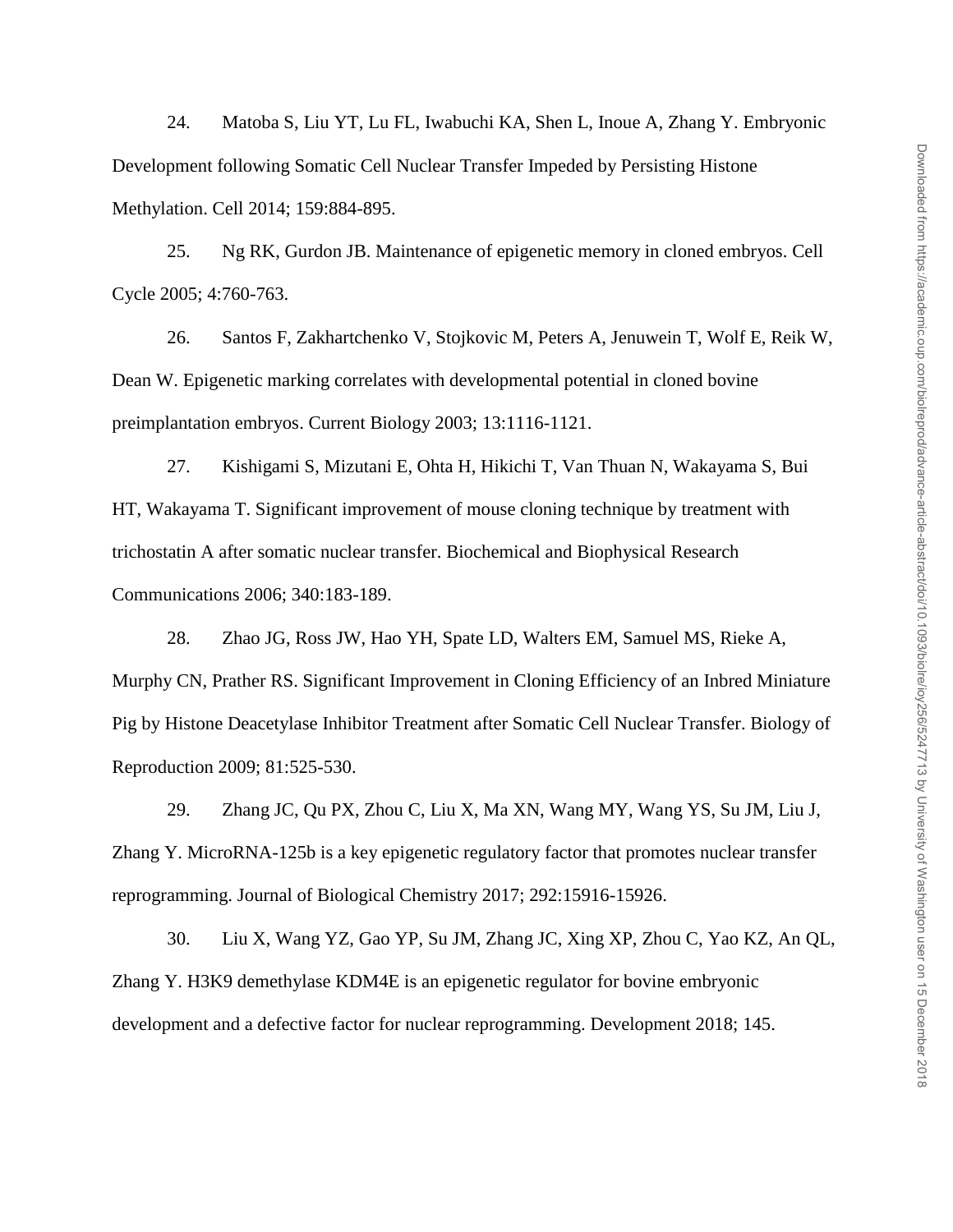24. Matoba S, Liu YT, Lu FL, Iwabuchi KA, Shen L, Inoue A, Zhang Y. Embryonic Development following Somatic Cell Nuclear Transfer Impeded by Persisting Histone Methylation. Cell 2014; 159:884-895.

25. Ng RK, Gurdon JB. Maintenance of epigenetic memory in cloned embryos. Cell Cycle 2005; 4:760-763.

26. Santos F, Zakhartchenko V, Stojkovic M, Peters A, Jenuwein T, Wolf E, Reik W, Dean W. Epigenetic marking correlates with developmental potential in cloned bovine preimplantation embryos. Current Biology 2003; 13:1116-1121.

27. Kishigami S, Mizutani E, Ohta H, Hikichi T, Van Thuan N, Wakayama S, Bui HT, Wakayama T. Significant improvement of mouse cloning technique by treatment with trichostatin A after somatic nuclear transfer. Biochemical and Biophysical Research Communications 2006; 340:183-189.

28. Zhao JG, Ross JW, Hao YH, Spate LD, Walters EM, Samuel MS, Rieke A, Murphy CN, Prather RS. Significant Improvement in Cloning Efficiency of an Inbred Miniature Pig by Histone Deacetylase Inhibitor Treatment after Somatic Cell Nuclear Transfer. Biology of Reproduction 2009; 81:525-530.

29. Zhang JC, Qu PX, Zhou C, Liu X, Ma XN, Wang MY, Wang YS, Su JM, Liu J, Zhang Y. MicroRNA-125b is a key epigenetic regulatory factor that promotes nuclear transfer reprogramming. Journal of Biological Chemistry 2017; 292:15916-15926.

30. Liu X, Wang YZ, Gao YP, Su JM, Zhang JC, Xing XP, Zhou C, Yao KZ, An QL, Zhang Y. H3K9 demethylase KDM4E is an epigenetic regulator for bovine embryonic development and a defective factor for nuclear reprogramming. Development 2018; 145.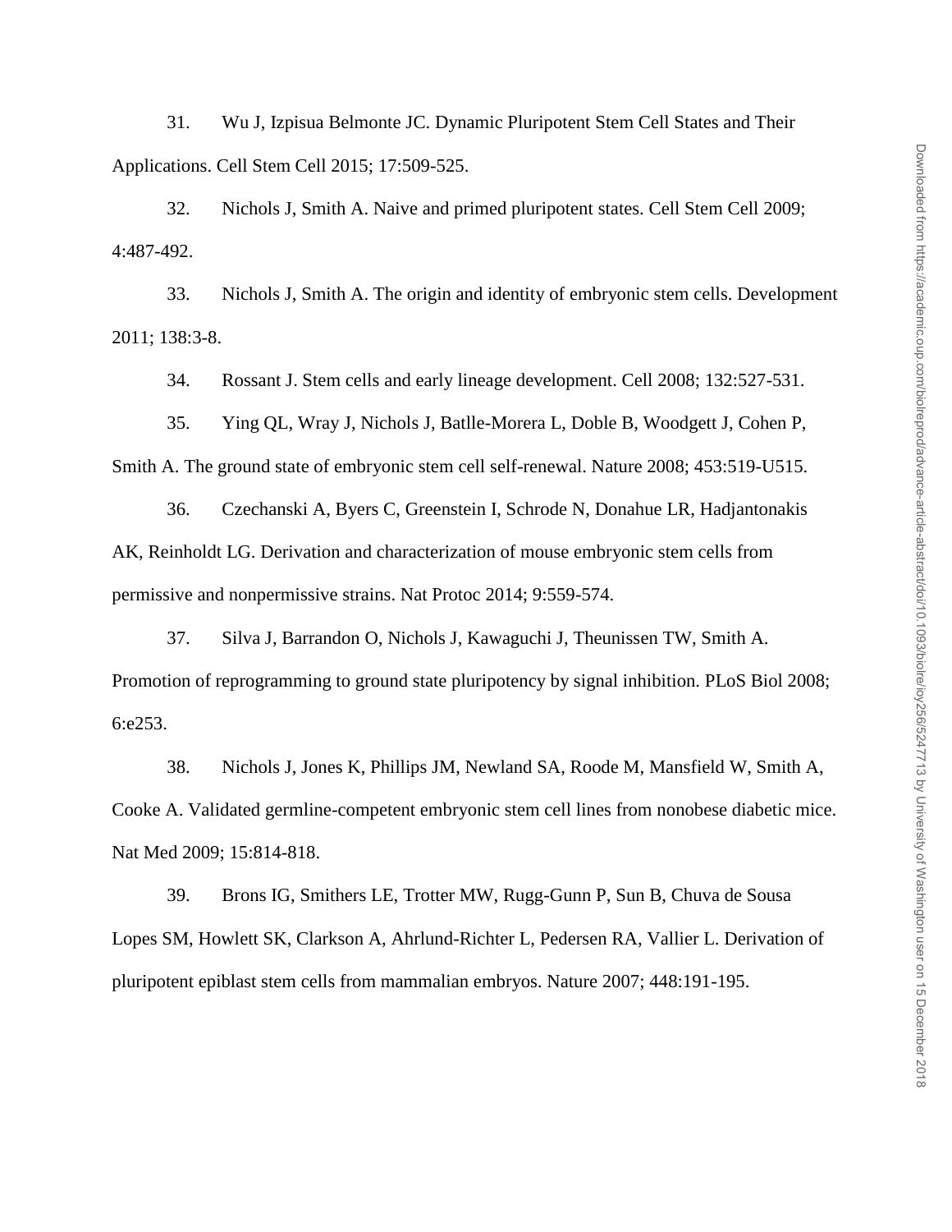31. Wu J, Izpisua Belmonte JC. Dynamic Pluripotent Stem Cell States and Their Applications. Cell Stem Cell 2015; 17:509-525.

32. Nichols J, Smith A. Naive and primed pluripotent states. Cell Stem Cell 2009; 4:487-492.

33. Nichols J, Smith A. The origin and identity of embryonic stem cells. Development 2011; 138:3-8.

34. Rossant J. Stem cells and early lineage development. Cell 2008; 132:527-531.

35. Ying QL, Wray J, Nichols J, Batlle-Morera L, Doble B, Woodgett J, Cohen P, Smith A. The ground state of embryonic stem cell self-renewal. Nature 2008; 453:519-U515.

36. Czechanski A, Byers C, Greenstein I, Schrode N, Donahue LR, Hadjantonakis AK, Reinholdt LG. Derivation and characterization of mouse embryonic stem cells from permissive and nonpermissive strains. Nat Protoc 2014; 9:559-574.

37. Silva J, Barrandon O, Nichols J, Kawaguchi J, Theunissen TW, Smith A. Promotion of reprogramming to ground state pluripotency by signal inhibition. PLoS Biol 2008; 6:e253.

38. Nichols J, Jones K, Phillips JM, Newland SA, Roode M, Mansfield W, Smith A, Cooke A. Validated germline-competent embryonic stem cell lines from nonobese diabetic mice. Nat Med 2009; 15:814-818.

39. Brons IG, Smithers LE, Trotter MW, Rugg-Gunn P, Sun B, Chuva de Sousa Lopes SM, Howlett SK, Clarkson A, Ahrlund-Richter L, Pedersen RA, Vallier L. Derivation of pluripotent epiblast stem cells from mammalian embryos. Nature 2007; 448:191-195.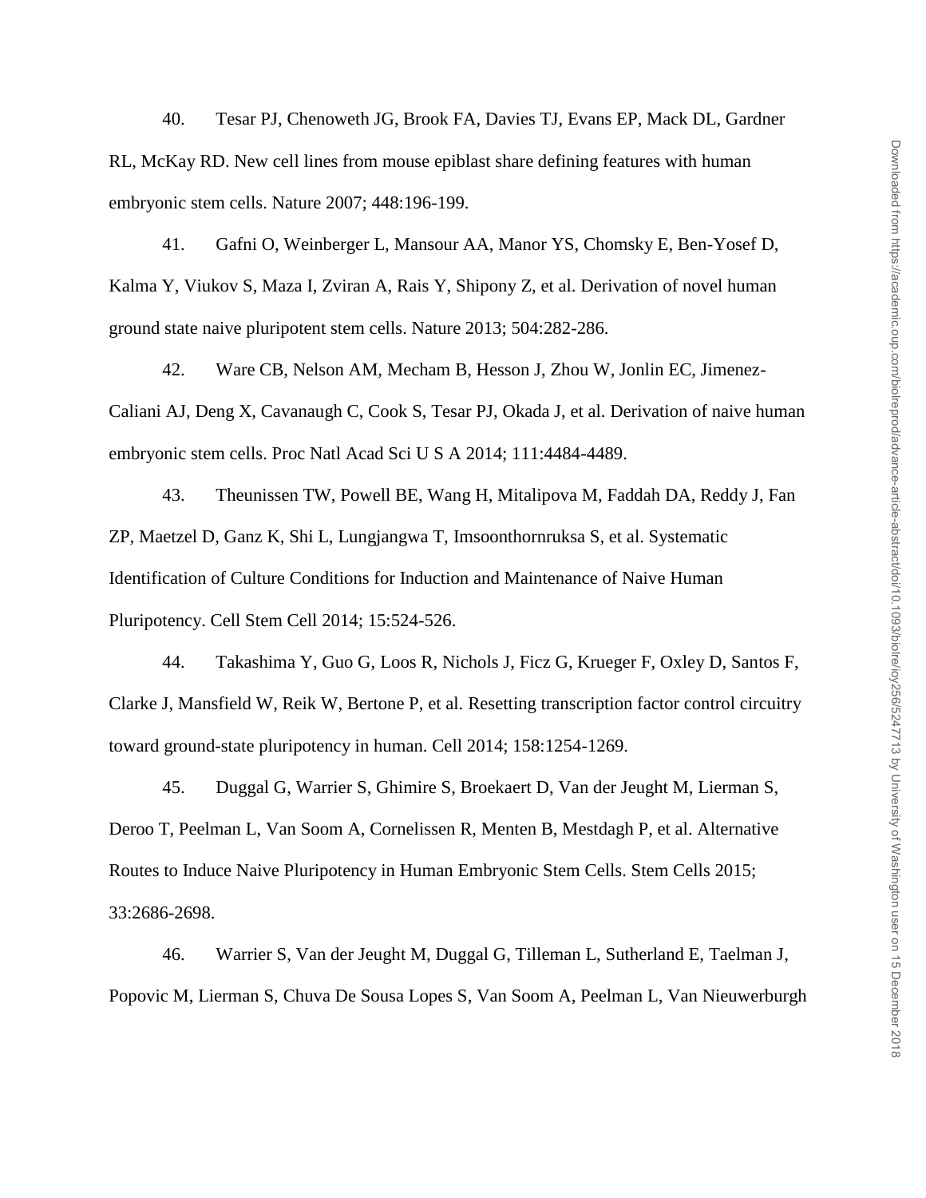40. Tesar PJ, Chenoweth JG, Brook FA, Davies TJ, Evans EP, Mack DL, Gardner RL, McKay RD. New cell lines from mouse epiblast share defining features with human embryonic stem cells. Nature 2007; 448:196-199.

41. Gafni O, Weinberger L, Mansour AA, Manor YS, Chomsky E, Ben-Yosef D, Kalma Y, Viukov S, Maza I, Zviran A, Rais Y, Shipony Z, et al. Derivation of novel human ground state naive pluripotent stem cells. Nature 2013; 504:282-286.

42. Ware CB, Nelson AM, Mecham B, Hesson J, Zhou W, Jonlin EC, Jimenez-Caliani AJ, Deng X, Cavanaugh C, Cook S, Tesar PJ, Okada J, et al. Derivation of naive human embryonic stem cells. Proc Natl Acad Sci U S A 2014; 111:4484-4489.

43. Theunissen TW, Powell BE, Wang H, Mitalipova M, Faddah DA, Reddy J, Fan ZP, Maetzel D, Ganz K, Shi L, Lungjangwa T, Imsoonthornruksa S, et al. Systematic Identification of Culture Conditions for Induction and Maintenance of Naive Human Pluripotency. Cell Stem Cell 2014; 15:524-526.

44. Takashima Y, Guo G, Loos R, Nichols J, Ficz G, Krueger F, Oxley D, Santos F, Clarke J, Mansfield W, Reik W, Bertone P, et al. Resetting transcription factor control circuitry toward ground-state pluripotency in human. Cell 2014; 158:1254-1269.

45. Duggal G, Warrier S, Ghimire S, Broekaert D, Van der Jeught M, Lierman S, Deroo T, Peelman L, Van Soom A, Cornelissen R, Menten B, Mestdagh P, et al. Alternative Routes to Induce Naive Pluripotency in Human Embryonic Stem Cells. Stem Cells 2015; 33:2686-2698.

46. Warrier S, Van der Jeught M, Duggal G, Tilleman L, Sutherland E, Taelman J, Popovic M, Lierman S, Chuva De Sousa Lopes S, Van Soom A, Peelman L, Van Nieuwerburgh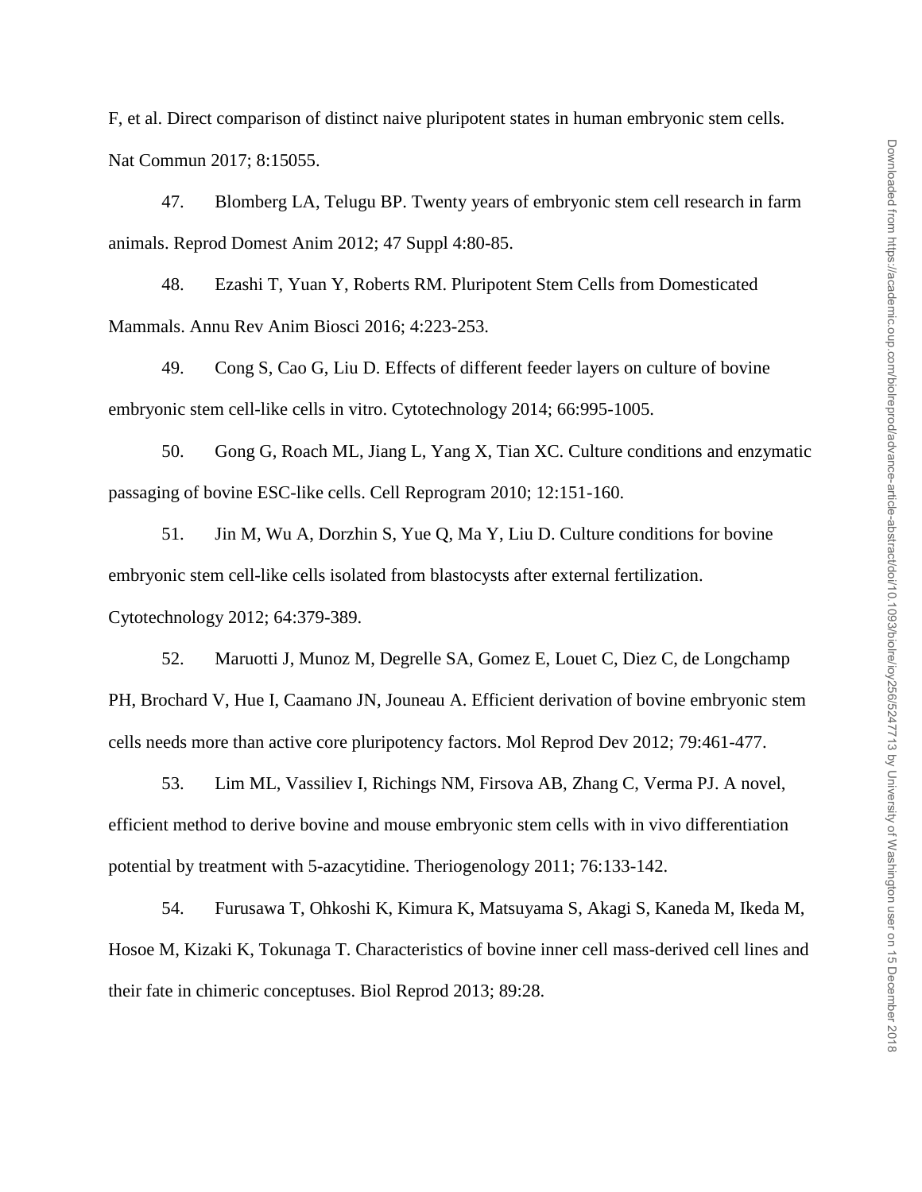F, et al. Direct comparison of distinct naive pluripotent states in human embryonic stem cells. Nat Commun 2017; 8:15055.

47. Blomberg LA, Telugu BP. Twenty years of embryonic stem cell research in farm animals. Reprod Domest Anim 2012; 47 Suppl 4:80-85.

48. Ezashi T, Yuan Y, Roberts RM. Pluripotent Stem Cells from Domesticated Mammals. Annu Rev Anim Biosci 2016; 4:223-253.

49. Cong S, Cao G, Liu D. Effects of different feeder layers on culture of bovine embryonic stem cell-like cells in vitro. Cytotechnology 2014; 66:995-1005.

50. Gong G, Roach ML, Jiang L, Yang X, Tian XC. Culture conditions and enzymatic passaging of bovine ESC-like cells. Cell Reprogram 2010; 12:151-160.

51. Jin M, Wu A, Dorzhin S, Yue Q, Ma Y, Liu D. Culture conditions for bovine embryonic stem cell-like cells isolated from blastocysts after external fertilization. Cytotechnology 2012; 64:379-389.

52. Maruotti J, Munoz M, Degrelle SA, Gomez E, Louet C, Diez C, de Longchamp PH, Brochard V, Hue I, Caamano JN, Jouneau A. Efficient derivation of bovine embryonic stem cells needs more than active core pluripotency factors. Mol Reprod Dev 2012; 79:461-477.

53. Lim ML, Vassiliev I, Richings NM, Firsova AB, Zhang C, Verma PJ. A novel, efficient method to derive bovine and mouse embryonic stem cells with in vivo differentiation potential by treatment with 5-azacytidine. Theriogenology 2011; 76:133-142.

54. Furusawa T, Ohkoshi K, Kimura K, Matsuyama S, Akagi S, Kaneda M, Ikeda M, Hosoe M, Kizaki K, Tokunaga T. Characteristics of bovine inner cell mass-derived cell lines and their fate in chimeric conceptuses. Biol Reprod 2013; 89:28.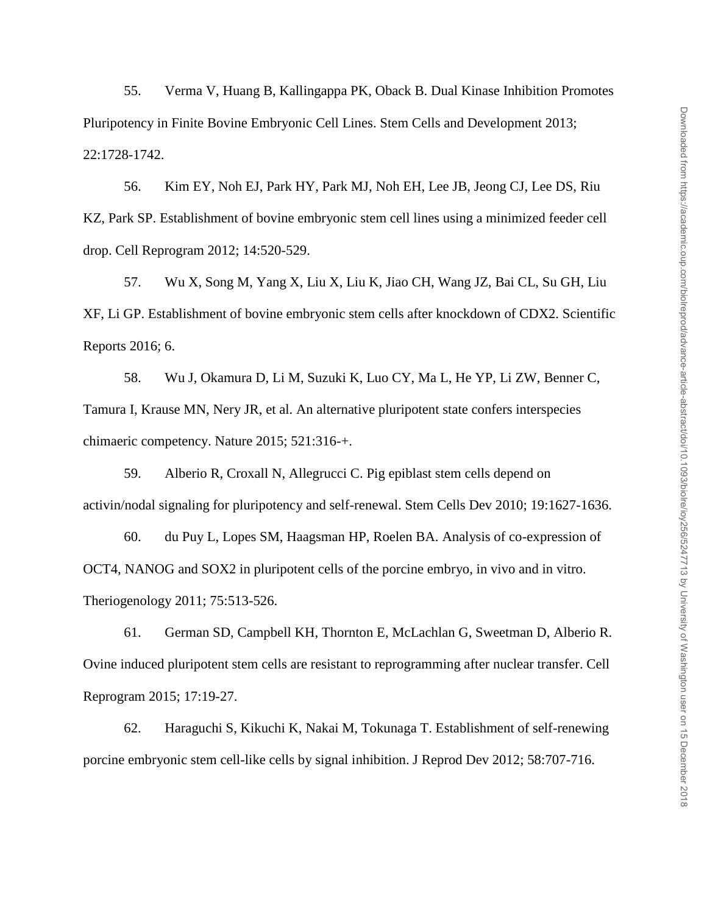55. Verma V, Huang B, Kallingappa PK, Oback B. Dual Kinase Inhibition Promotes Pluripotency in Finite Bovine Embryonic Cell Lines. Stem Cells and Development 2013; 22:1728-1742.

56. Kim EY, Noh EJ, Park HY, Park MJ, Noh EH, Lee JB, Jeong CJ, Lee DS, Riu KZ, Park SP. Establishment of bovine embryonic stem cell lines using a minimized feeder cell drop. Cell Reprogram 2012; 14:520-529.

57. Wu X, Song M, Yang X, Liu X, Liu K, Jiao CH, Wang JZ, Bai CL, Su GH, Liu XF, Li GP. Establishment of bovine embryonic stem cells after knockdown of CDX2. Scientific Reports 2016; 6.

58. Wu J, Okamura D, Li M, Suzuki K, Luo CY, Ma L, He YP, Li ZW, Benner C, Tamura I, Krause MN, Nery JR, et al. An alternative pluripotent state confers interspecies chimaeric competency. Nature 2015; 521:316-+.

59. Alberio R, Croxall N, Allegrucci C. Pig epiblast stem cells depend on activin/nodal signaling for pluripotency and self-renewal. Stem Cells Dev 2010; 19:1627-1636.

60. du Puy L, Lopes SM, Haagsman HP, Roelen BA. Analysis of co-expression of OCT4, NANOG and SOX2 in pluripotent cells of the porcine embryo, in vivo and in vitro. Theriogenology 2011; 75:513-526.

61. German SD, Campbell KH, Thornton E, McLachlan G, Sweetman D, Alberio R. Ovine induced pluripotent stem cells are resistant to reprogramming after nuclear transfer. Cell Reprogram 2015; 17:19-27.

62. Haraguchi S, Kikuchi K, Nakai M, Tokunaga T. Establishment of self-renewing porcine embryonic stem cell-like cells by signal inhibition. J Reprod Dev 2012; 58:707-716.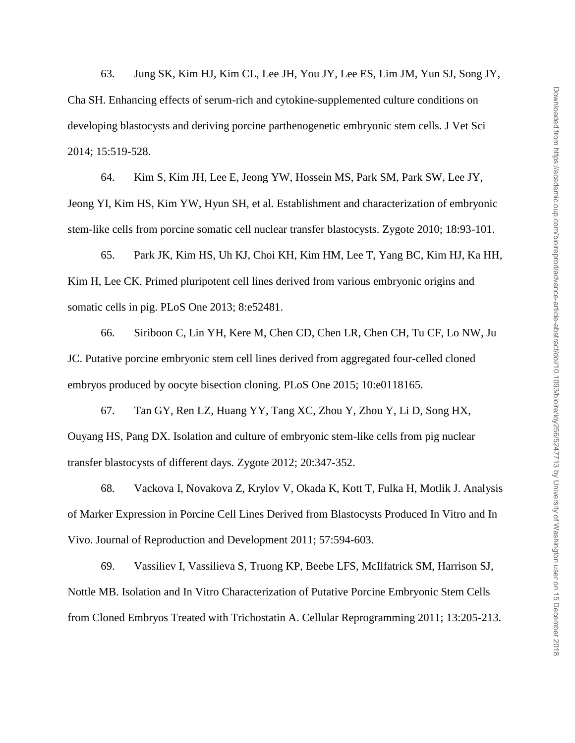63. Jung SK, Kim HJ, Kim CL, Lee JH, You JY, Lee ES, Lim JM, Yun SJ, Song JY, Cha SH. Enhancing effects of serum-rich and cytokine-supplemented culture conditions on developing blastocysts and deriving porcine parthenogenetic embryonic stem cells. J Vet Sci 2014; 15:519-528.

64. Kim S, Kim JH, Lee E, Jeong YW, Hossein MS, Park SM, Park SW, Lee JY, Jeong YI, Kim HS, Kim YW, Hyun SH, et al. Establishment and characterization of embryonic stem-like cells from porcine somatic cell nuclear transfer blastocysts. Zygote 2010; 18:93-101.

65. Park JK, Kim HS, Uh KJ, Choi KH, Kim HM, Lee T, Yang BC, Kim HJ, Ka HH, Kim H, Lee CK. Primed pluripotent cell lines derived from various embryonic origins and somatic cells in pig. PLoS One 2013; 8:e52481.

66. Siriboon C, Lin YH, Kere M, Chen CD, Chen LR, Chen CH, Tu CF, Lo NW, Ju JC. Putative porcine embryonic stem cell lines derived from aggregated four-celled cloned embryos produced by oocyte bisection cloning. PLoS One 2015; 10:e0118165.

67. Tan GY, Ren LZ, Huang YY, Tang XC, Zhou Y, Zhou Y, Li D, Song HX, Ouyang HS, Pang DX. Isolation and culture of embryonic stem-like cells from pig nuclear transfer blastocysts of different days. Zygote 2012; 20:347-352.

68. Vackova I, Novakova Z, Krylov V, Okada K, Kott T, Fulka H, Motlik J. Analysis of Marker Expression in Porcine Cell Lines Derived from Blastocysts Produced In Vitro and In Vivo. Journal of Reproduction and Development 2011; 57:594-603.

69. Vassiliev I, Vassilieva S, Truong KP, Beebe LFS, McIlfatrick SM, Harrison SJ, Nottle MB. Isolation and In Vitro Characterization of Putative Porcine Embryonic Stem Cells from Cloned Embryos Treated with Trichostatin A. Cellular Reprogramming 2011; 13:205-213.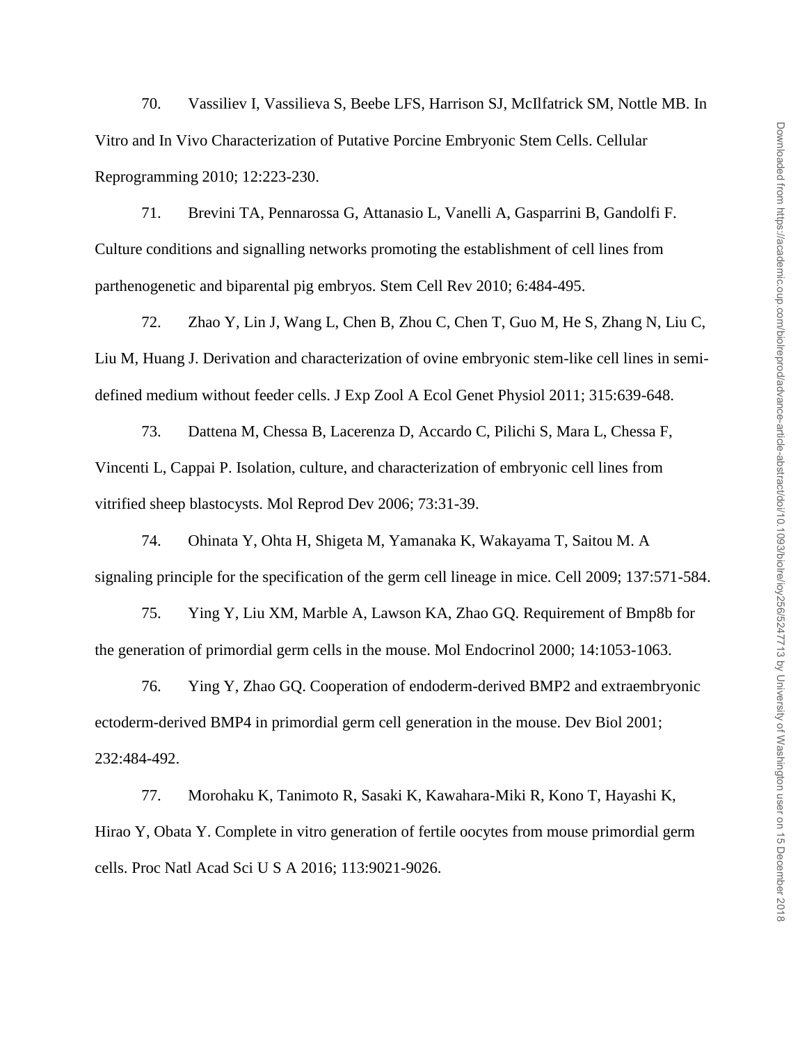70. Vassiliev I, Vassilieva S, Beebe LFS, Harrison SJ, McIlfatrick SM, Nottle MB. In Vitro and In Vivo Characterization of Putative Porcine Embryonic Stem Cells. Cellular Reprogramming 2010; 12:223-230.

71. Brevini TA, Pennarossa G, Attanasio L, Vanelli A, Gasparrini B, Gandolfi F. Culture conditions and signalling networks promoting the establishment of cell lines from parthenogenetic and biparental pig embryos. Stem Cell Rev 2010; 6:484-495.

72. Zhao Y, Lin J, Wang L, Chen B, Zhou C, Chen T, Guo M, He S, Zhang N, Liu C, Liu M, Huang J. Derivation and characterization of ovine embryonic stem-like cell lines in semi-defined medium without feeder cells. J Exp Zool A Ecol Genet Physiol 2011; 315:639-648.

73. Dattena M, Chessa B, Lacerenza D, Accardo C, Pilichi S, Mara L, Chessa F, Vincenti L, Cappai P. Isolation, culture, and characterization of embryonic cell lines from vitrified sheep blastocysts. Mol Reprod Dev 2006; 73:31-39.

74. Ohinata Y, Ohta H, Shigeta M, Yamanaka K, Wakayama T, Saitou M. A signaling principle for the specification of the germ cell lineage in mice. Cell 2009; 137:571-584.

75. Ying Y, Liu XM, Marble A, Lawson KA, Zhao GQ. Requirement of Bmp8b for the generation of primordial germ cells in the mouse. Mol Endocrinol 2000; 14:1053-1063.

76. Ying Y, Zhao GQ. Cooperation of endoderm-derived BMP2 and extraembryonic ectoderm-derived BMP4 in primordial germ cell generation in the mouse. Dev Biol 2001; 232:484-492.

77. Morohaku K, Tanimoto R, Sasaki K, Kawahara-Miki R, Kono T, Hayashi K, Hirao Y, Obata Y. Complete in vitro generation of fertile oocytes from mouse primordial germ cells. Proc Natl Acad Sci U S A 2016; 113:9021-9026.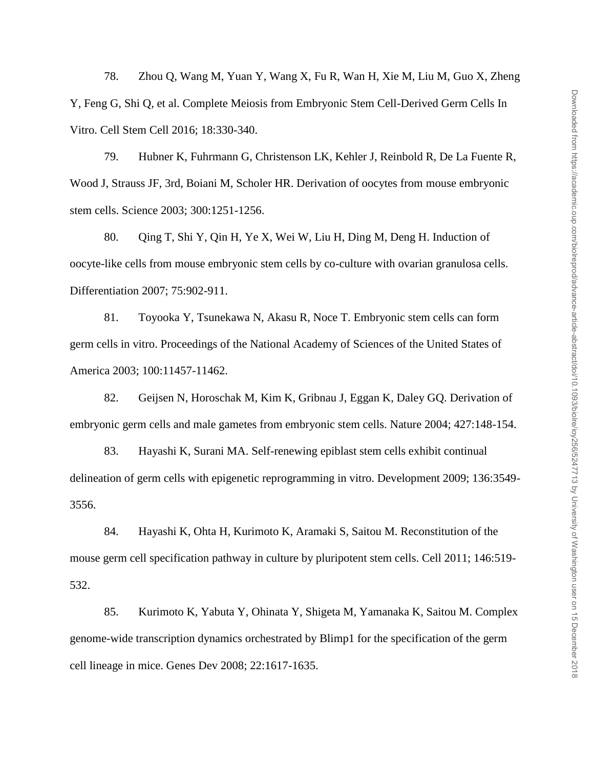78. Zhou Q, Wang M, Yuan Y, Wang X, Fu R, Wan H, Xie M, Liu M, Guo X, Zheng Y, Feng G, Shi Q, et al. Complete Meiosis from Embryonic Stem Cell-Derived Germ Cells In Vitro. Cell Stem Cell 2016; 18:330-340.

79. Hubner K, Fuhrmann G, Christenson LK, Kehler J, Reinbold R, De La Fuente R, Wood J, Strauss JF, 3rd, Boiani M, Scholer HR. Derivation of oocytes from mouse embryonic stem cells. Science 2003; 300:1251-1256.

80. Qing T, Shi Y, Qin H, Ye X, Wei W, Liu H, Ding M, Deng H. Induction of oocyte-like cells from mouse embryonic stem cells by co-culture with ovarian granulosa cells. Differentiation 2007; 75:902-911.

81. Toyooka Y, Tsunekawa N, Akasu R, Noce T. Embryonic stem cells can form germ cells in vitro. Proceedings of the National Academy of Sciences of the United States of America 2003; 100:11457-11462.

82. Geijsen N, Horoschak M, Kim K, Gribnau J, Eggan K, Daley GQ. Derivation of embryonic germ cells and male gametes from embryonic stem cells. Nature 2004; 427:148-154.

83. Hayashi K, Surani MA. Self-renewing epiblast stem cells exhibit continual delineation of germ cells with epigenetic reprogramming in vitro. Development 2009; 136:3549-3556.

84. Hayashi K, Ohta H, Kurimoto K, Aramaki S, Saitou M. Reconstitution of the mouse germ cell specification pathway in culture by pluripotent stem cells. Cell 2011; 146:519-532.

85. Kurimoto K, Yabuta Y, Ohinata Y, Shigeta M, Yamanaka K, Saitou M. Complex genome-wide transcription dynamics orchestrated by Blimp1 for the specification of the germ cell lineage in mice. Genes Dev 2008; 22:1617-1635.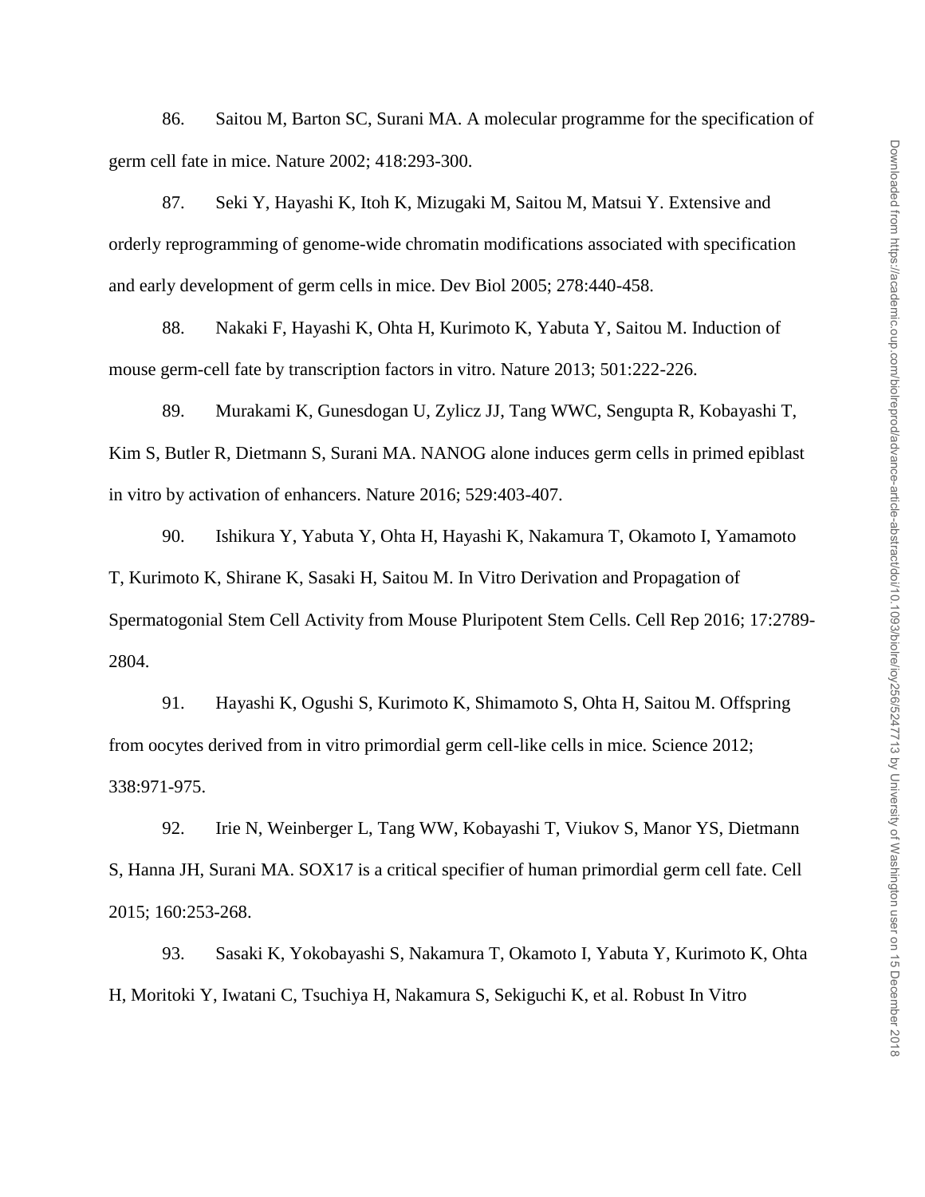86. Saitou M, Barton SC, Surani MA. A molecular programme for the specification of germ cell fate in mice. Nature 2002; 418:293-300.

87. Seki Y, Hayashi K, Itoh K, Mizugaki M, Saitou M, Matsui Y. Extensive and orderly reprogramming of genome-wide chromatin modifications associated with specification and early development of germ cells in mice. Dev Biol 2005; 278:440-458.

88. Nakaki F, Hayashi K, Ohta H, Kurimoto K, Yabuta Y, Saitou M. Induction of mouse germ-cell fate by transcription factors in vitro. Nature 2013; 501:222-226.

89. Murakami K, Gunesdogan U, Zylicz JJ, Tang WWC, Sengupta R, Kobayashi T, Kim S, Butler R, Dietmann S, Surani MA. NANOG alone induces germ cells in primed epiblast in vitro by activation of enhancers. Nature 2016; 529:403-407.

90. Ishikura Y, Yabuta Y, Ohta H, Hayashi K, Nakamura T, Okamoto I, Yamamoto T, Kurimoto K, Shirane K, Sasaki H, Saitou M. In Vitro Derivation and Propagation of Spermatogonial Stem Cell Activity from Mouse Pluripotent Stem Cells. Cell Rep 2016; 17:2789-2804.

91. Hayashi K, Ogushi S, Kurimoto K, Shimamoto S, Ohta H, Saitou M. Offspring from oocytes derived from in vitro primordial germ cell-like cells in mice. Science 2012; 338:971-975.

92. Irie N, Weinberger L, Tang WW, Kobayashi T, Viukov S, Manor YS, Dietmann S, Hanna JH, Surani MA. SOX17 is a critical specifier of human primordial germ cell fate. Cell 2015; 160:253-268.

93. Sasaki K, Yokobayashi S, Nakamura T, Okamoto I, Yabuta Y, Kurimoto K, Ohta H, Moritoki Y, Iwatani C, Tsuchiya H, Nakamura S, Sekiguchi K, et al. Robust In Vitro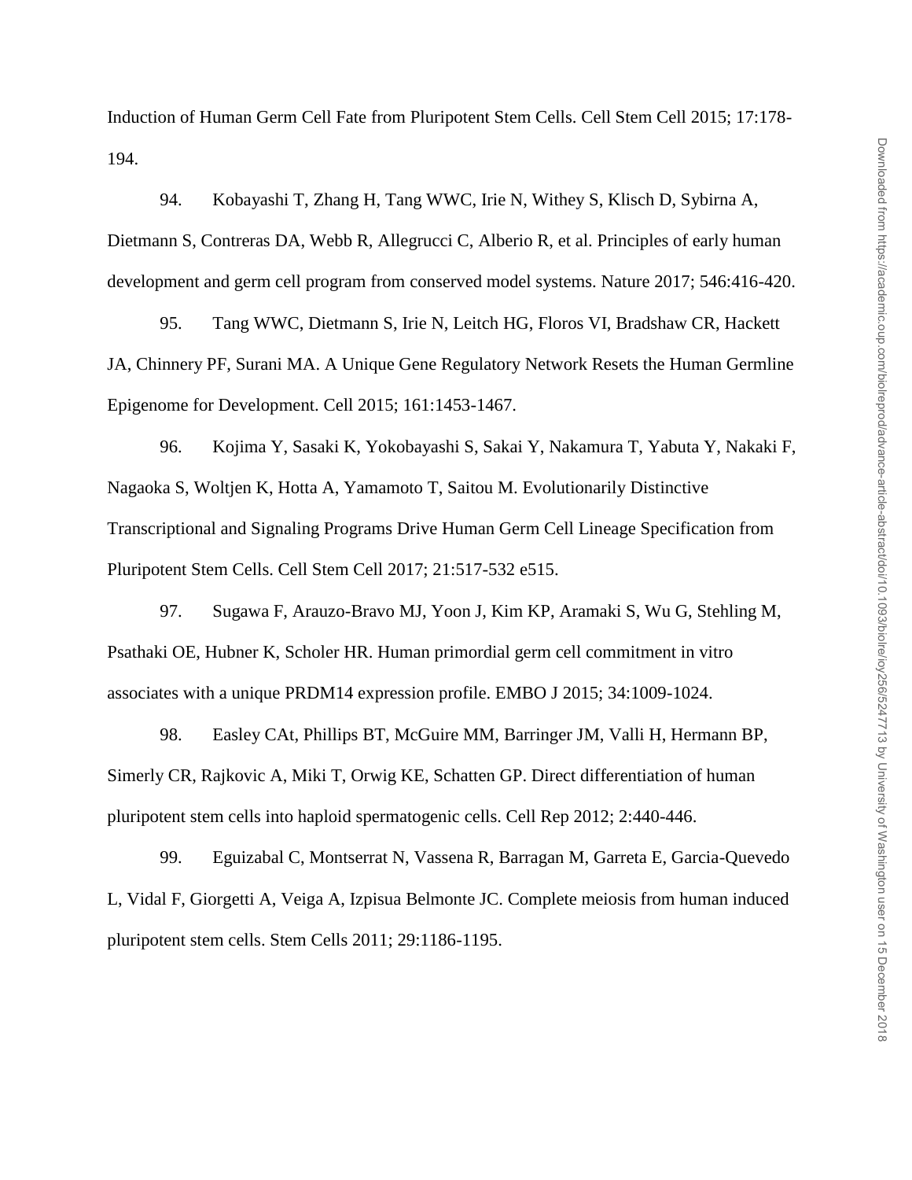Induction of Human Germ Cell Fate from Pluripotent Stem Cells. Cell Stem Cell 2015; 17:178-194.

94. Kobayashi T, Zhang H, Tang WWC, Irie N, Withey S, Klisch D, Sybirna A, Dietmann S, Contreras DA, Webb R, Allegrucci C, Alberio R, et al. Principles of early human development and germ cell program from conserved model systems. Nature 2017; 546:416-420.

95. Tang WWC, Dietmann S, Irie N, Leitch HG, Floros VI, Bradshaw CR, Hackett JA, Chinnery PF, Surani MA. A Unique Gene Regulatory Network Resets the Human Germline Epigenome for Development. Cell 2015; 161:1453-1467.

96. Kojima Y, Sasaki K, Yokobayashi S, Sakai Y, Nakamura T, Yabuta Y, Nakaki F, Nagaoka S, Woltjen K, Hotta A, Yamamoto T, Saitou M. Evolutionarily Distinctive Transcriptional and Signaling Programs Drive Human Germ Cell Lineage Specification from Pluripotent Stem Cells. Cell Stem Cell 2017; 21:517-532 e515.

97. Sugawa F, Arauzo-Bravo MJ, Yoon J, Kim KP, Aramaki S, Wu G, Stehling M, Psathaki OE, Hubner K, Scholer HR. Human primordial germ cell commitment in vitro associates with a unique PRDM14 expression profile. EMBO J 2015; 34:1009-1024.

98. Easley CAt, Phillips BT, McGuire MM, Barringer JM, Valli H, Hermann BP, Simerly CR, Rajkovic A, Miki T, Orwig KE, Schatten GP. Direct differentiation of human pluripotent stem cells into haploid spermatogenic cells. Cell Rep 2012; 2:440-446.

99. Eguizabal C, Montserrat N, Vassena R, Barragan M, Garreta E, Garcia-Quevedo L, Vidal F, Giorgetti A, Veiga A, Izpisua Belmonte JC. Complete meiosis from human induced pluripotent stem cells. Stem Cells 2011; 29:1186-1195.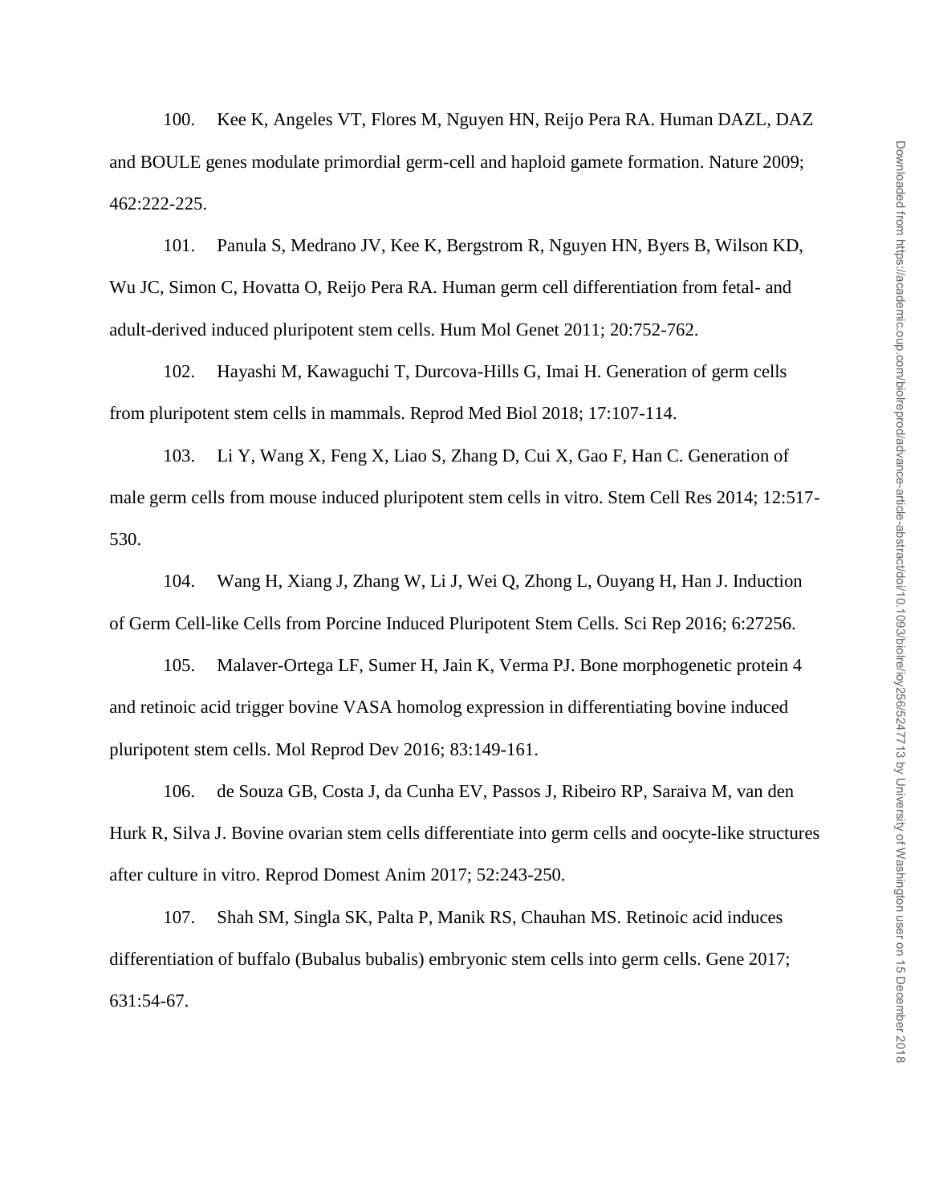100. Kee K, Angeles VT, Flores M, Nguyen HN, Reijo Pera RA. Human DAZL, DAZ and BOULE genes modulate primordial germ-cell and haploid gamete formation. Nature 2009; 462:222-225.

101. Panula S, Medrano JV, Kee K, Bergstrom R, Nguyen HN, Byers B, Wilson KD, Wu JC, Simon C, Hovatta O, Reijo Pera RA. Human germ cell differentiation from fetal- and adult-derived induced pluripotent stem cells. Hum Mol Genet 2011; 20:752-762.

102. Hayashi M, Kawaguchi T, Durcova-Hills G, Imai H. Generation of germ cells from pluripotent stem cells in mammals. Reprod Med Biol 2018; 17:107-114.

103. Li Y, Wang X, Feng X, Liao S, Zhang D, Cui X, Gao F, Han C. Generation of male germ cells from mouse induced pluripotent stem cells in vitro. Stem Cell Res 2014; 12:517-530.

104. Wang H, Xiang J, Zhang W, Li J, Wei Q, Zhong L, Ouyang H, Han J. Induction of Germ Cell-like Cells from Porcine Induced Pluripotent Stem Cells. Sci Rep 2016; 6:27256.

105. Malaver-Ortega LF, Sumer H, Jain K, Verma PJ. Bone morphogenetic protein 4 and retinoic acid trigger bovine VASA homolog expression in differentiating bovine induced pluripotent stem cells. Mol Reprod Dev 2016; 83:149-161.

106. de Souza GB, Costa J, da Cunha EV, Passos J, Ribeiro RP, Saraiva M, van den Hurk R, Silva J. Bovine ovarian stem cells differentiate into germ cells and oocyte-like structures after culture in vitro. Reprod Domest Anim 2017; 52:243-250.

107. Shah SM, Singla SK, Palta P, Manik RS, Chauhan MS. Retinoic acid induces differentiation of buffalo (Bubalus bubalis) embryonic stem cells into germ cells. Gene 2017; 631:54-67.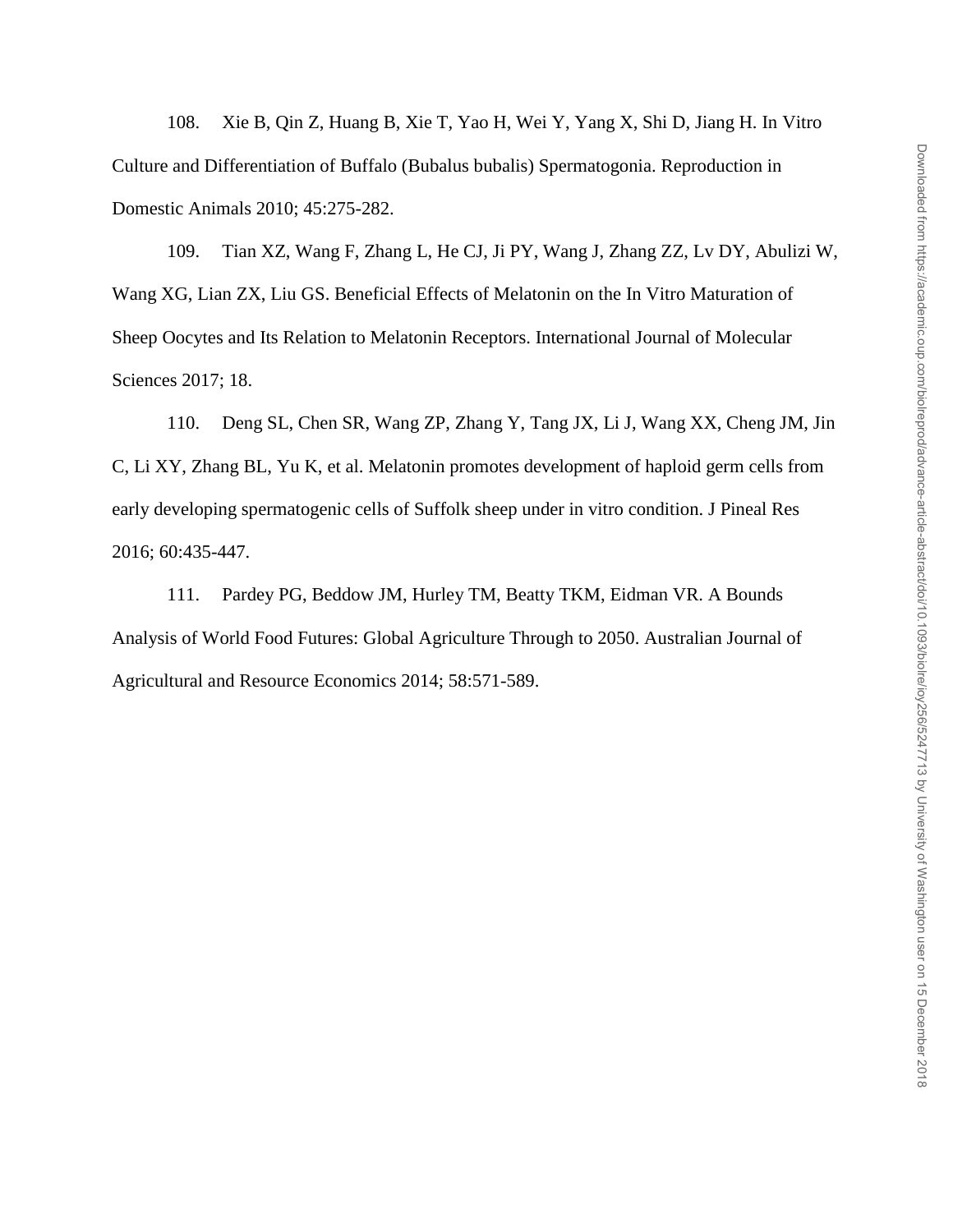108. Xie B, Qin Z, Huang B, Xie T, Yao H, Wei Y, Yang X, Shi D, Jiang H. In Vitro Culture and Differentiation of Buffalo (Bubalus bubalis) Spermatogonia. Reproduction in Domestic Animals 2010; 45:275-282.

109. Tian XZ, Wang F, Zhang L, He CJ, Ji PY, Wang J, Zhang ZZ, Lv DY, Abulizi W, Wang XG, Lian ZX, Liu GS. Beneficial Effects of Melatonin on the In Vitro Maturation of Sheep Oocytes and Its Relation to Melatonin Receptors. International Journal of Molecular Sciences 2017; 18.

110. Deng SL, Chen SR, Wang ZP, Zhang Y, Tang JX, Li J, Wang XX, Cheng JM, Jin C, Li XY, Zhang BL, Yu K, et al. Melatonin promotes development of haploid germ cells from early developing spermatogenic cells of Suffolk sheep under in vitro condition. J Pineal Res 2016; 60:435-447.

111. Pardey PG, Beddow JM, Hurley TM, Beatty TKM, Eidman VR. A Bounds Analysis of World Food Futures: Global Agriculture Through to 2050. Australian Journal of Agricultural and Resource Economics 2014; 58:571-589.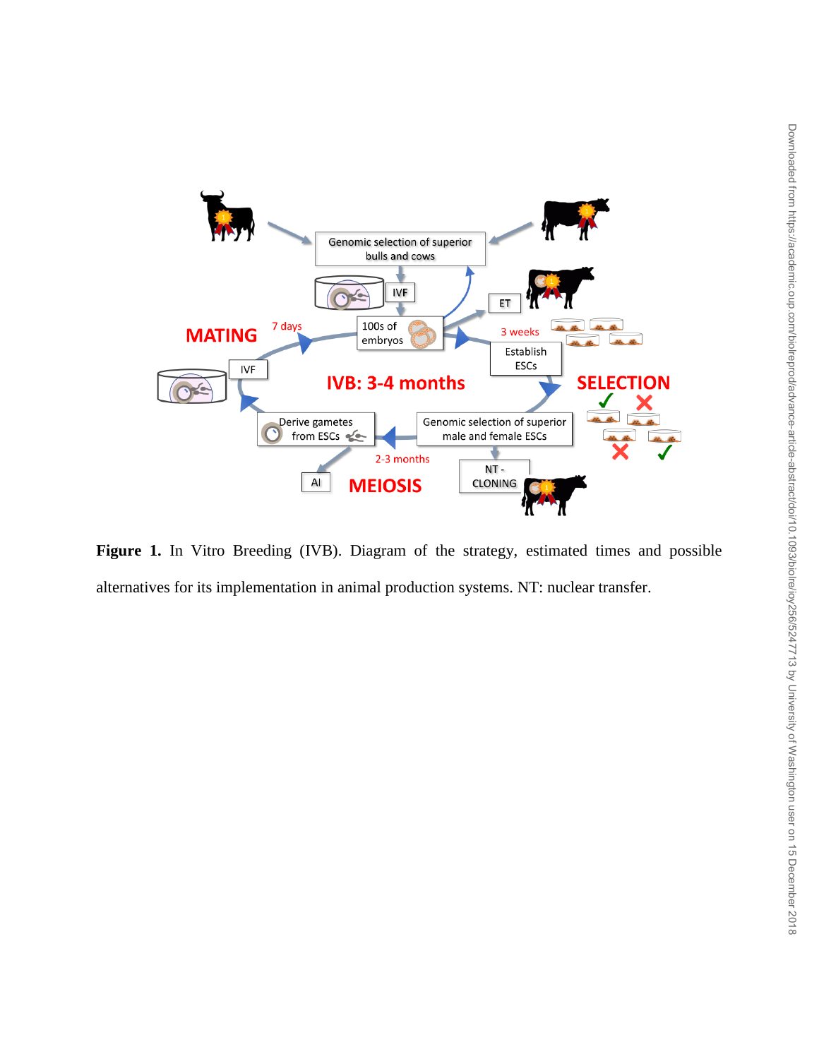**Figure 1.** In Vitro Breeding (IVB). Diagram of the strategy, estimated times and possible alternatives for its implementation in animal production systems. NT: nuclear transfer.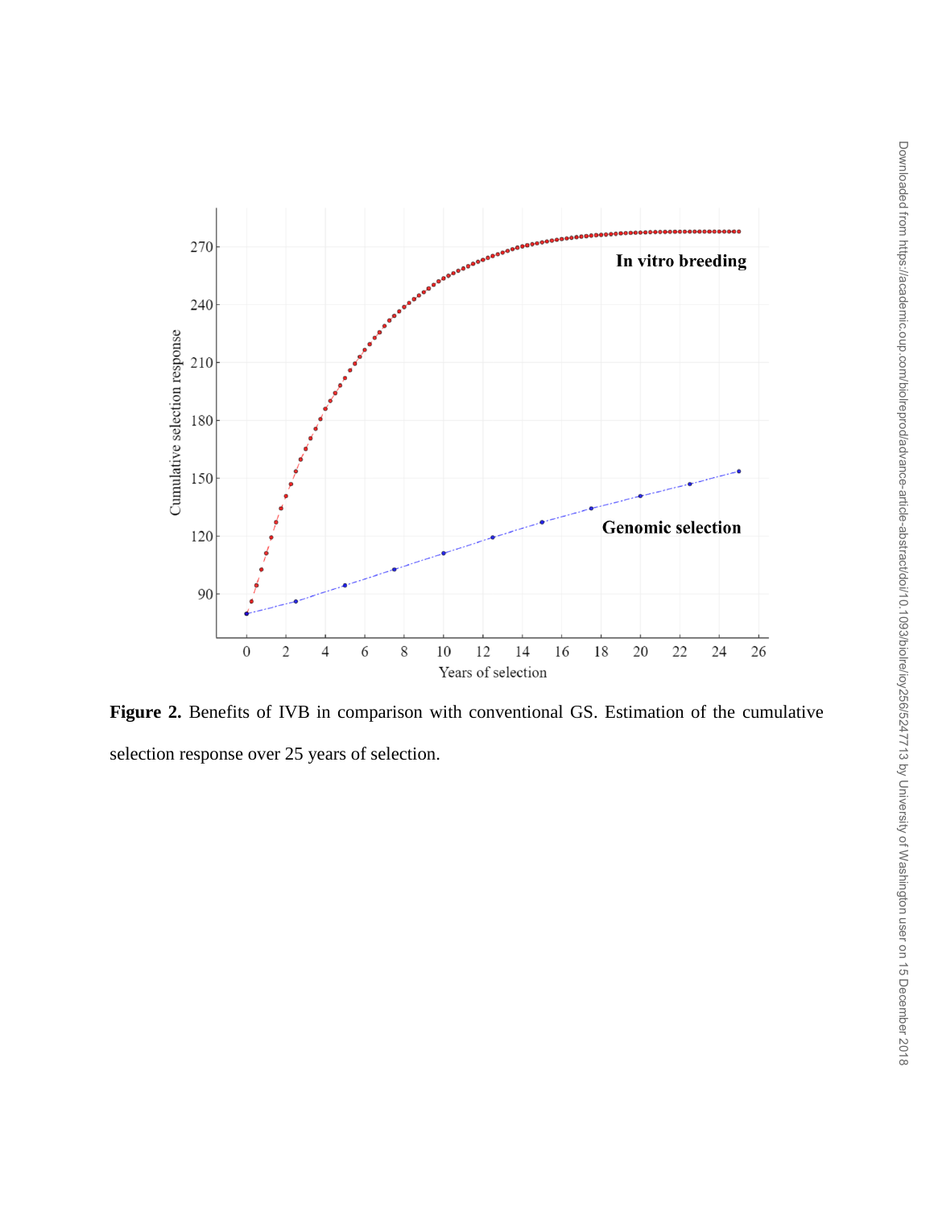**Figure 2.** Benefits of IVB in comparison with conventional GS. Estimation of the cumulative selection response over 25 years of selection.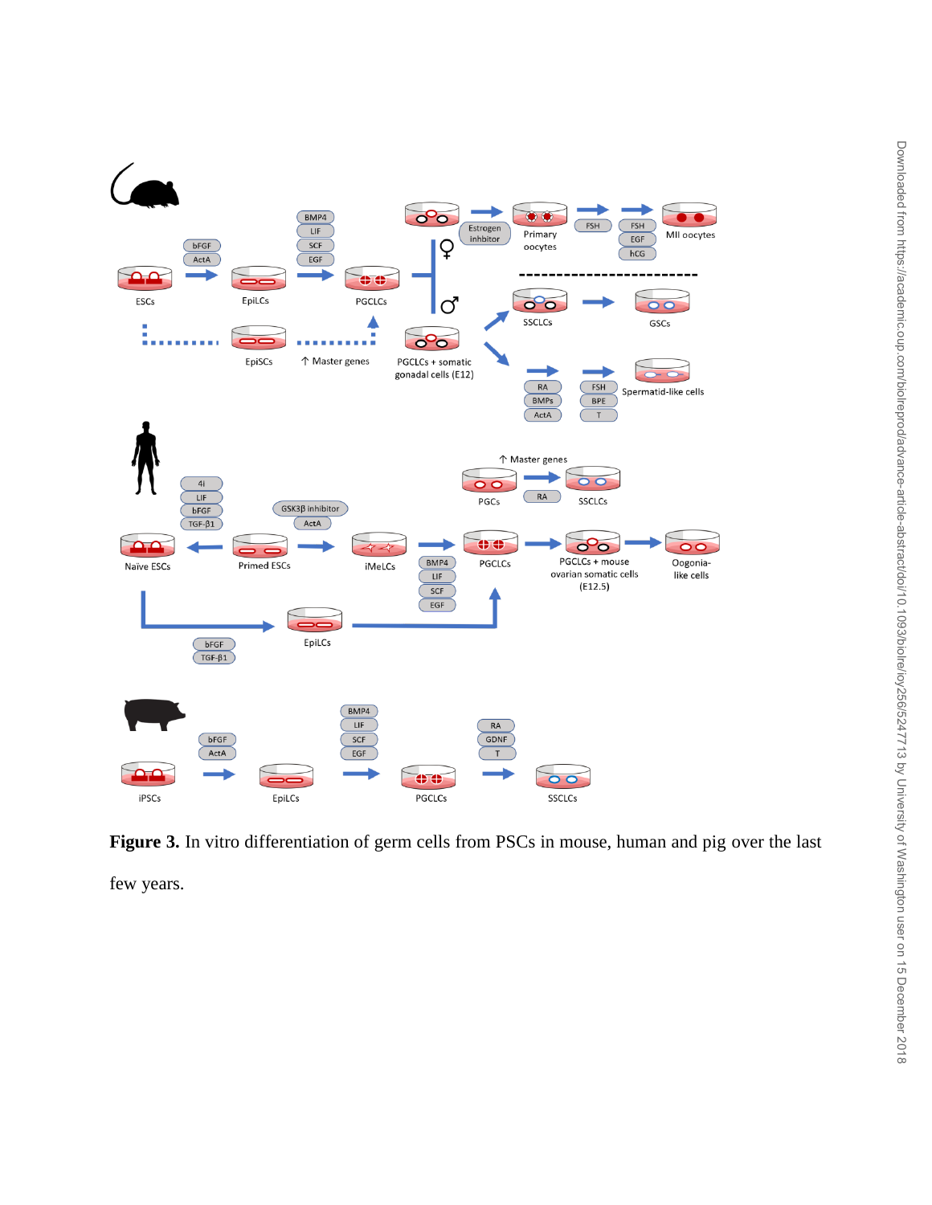ESCs
bFGF
ActA
EpiLCs
BMP4
LIF
SCF
EGF
PGCLCs
EpiSCs
↑ Master genes
♀
♂
Estrogen inhibitor
Primary oocytes
FSH
FSH
EGF
hCG
MII oocytes
PGCLCs + somatic gonadal cells (E12)
SSCLCs
GSCs
RA
BMPs
ActA
FSH
BPE
T
Spermatid-like cells

4i
LIF
bFGF
TGF-β1
Naïve ESCs
Primed ESCs
GSK3β inhibitor
ActA
iMeLCs
BMP4
LIF
SCF
EGF
PGCLCs
↑ Master genes
PGCs
RA
SSCLCs
PGCLCs + mouse ovarian somatic cells (E12.5)
Oogonia-like cells
bFGF
TGF-β1
EpiLCs

iPSCs
bFGF
ActA
EpiLCs
BMP4
LIF
SCF
EGF
PGCLCs
RA
GDNF
T
SSCLCs

**Figure 3.** In vitro differentiation of germ cells from PSCs in mouse, human and pig over the last few years.